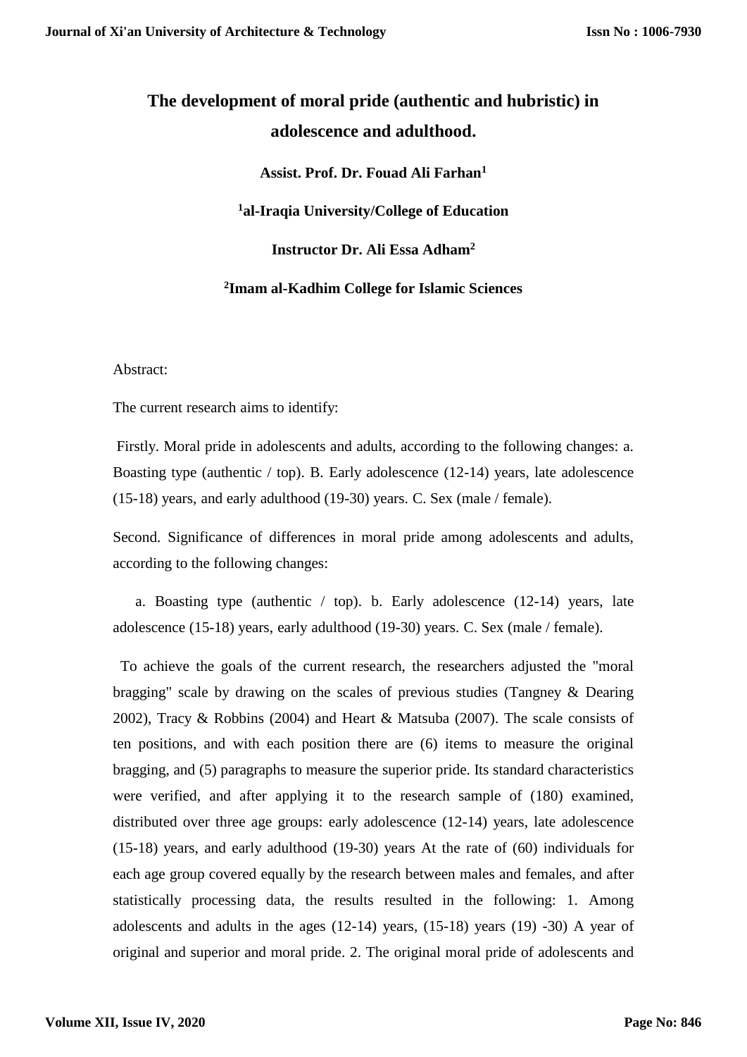# The development of moral pride (authentic and hubristic) in adolescence and adulthood.

**Assist. Prof. Dr. Fouad Ali Farhan[1]**

**[1]al-Iraqia University/College of Education**

**Instructor Dr. Ali Essa Adham[2]**

**[2]Imam al-Kadhim College for Islamic Sciences**

Abstract:

The current research aims to identify:

Firstly. Moral pride in adolescents and adults, according to the following changes: a. Boasting type (authentic / top). B. Early adolescence (12-14) years, late adolescence (15-18) years, and early adulthood (19-30) years. C. Sex (male / female).

Second. Significance of differences in moral pride among adolescents and adults, according to the following changes:

a. Boasting type (authentic / top). b. Early adolescence (12-14) years, late adolescence (15-18) years, early adulthood (19-30) years. C. Sex (male / female).

To achieve the goals of the current research, the researchers adjusted the "moral bragging" scale by drawing on the scales of previous studies (Tangney & Dearing 2002), Tracy & Robbins (2004) and Heart & Matsuba (2007). The scale consists of ten positions, and with each position there are (6) items to measure the original bragging, and (5) paragraphs to measure the superior pride. Its standard characteristics were verified, and after applying it to the research sample of (180) examined, distributed over three age groups: early adolescence (12-14) years, late adolescence (15-18) years, and early adulthood (19-30) years At the rate of (60) individuals for each age group covered equally by the research between males and females, and after statistically processing data, the results resulted in the following: 1. Among adolescents and adults in the ages (12-14) years, (15-18) years (19) -30) A year of original and superior and moral pride. 2. The original moral pride of adolescents and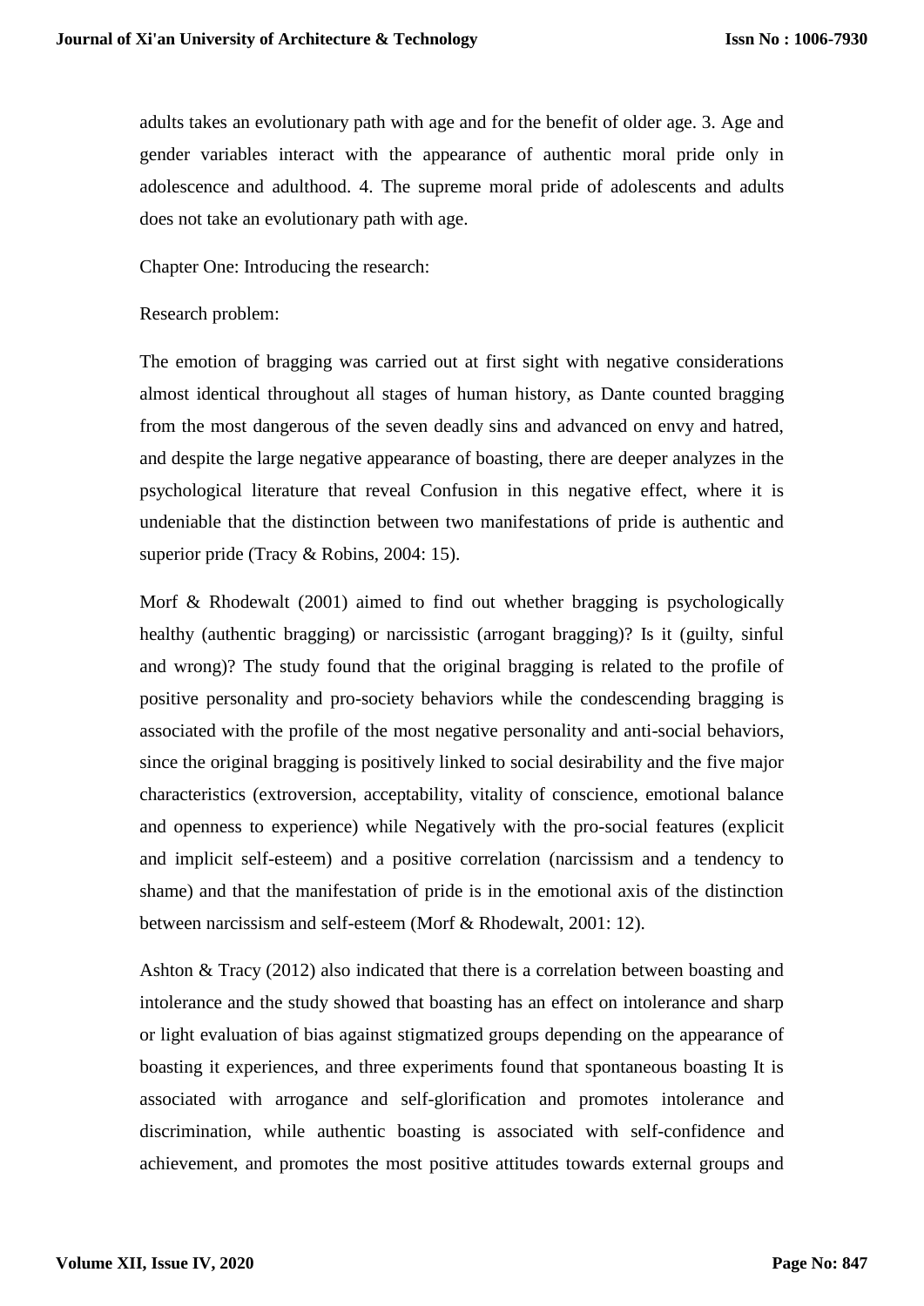adults takes an evolutionary path with age and for the benefit of older age. 3. Age and gender variables interact with the appearance of authentic moral pride only in adolescence and adulthood. 4. The supreme moral pride of adolescents and adults does not take an evolutionary path with age.

Chapter One: Introducing the research:

Research problem:

The emotion of bragging was carried out at first sight with negative considerations almost identical throughout all stages of human history, as Dante counted bragging from the most dangerous of the seven deadly sins and advanced on envy and hatred, and despite the large negative appearance of boasting, there are deeper analyzes in the psychological literature that reveal Confusion in this negative effect, where it is undeniable that the distinction between two manifestations of pride is authentic and superior pride (Tracy & Robins, 2004: 15).

Morf & Rhodewalt (2001) aimed to find out whether bragging is psychologically healthy (authentic bragging) or narcissistic (arrogant bragging)? Is it (guilty, sinful and wrong)? The study found that the original bragging is related to the profile of positive personality and pro-society behaviors while the condescending bragging is associated with the profile of the most negative personality and anti-social behaviors, since the original bragging is positively linked to social desirability and the five major characteristics (extroversion, acceptability, vitality of conscience, emotional balance and openness to experience) while Negatively with the pro-social features (explicit and implicit self-esteem) and a positive correlation (narcissism and a tendency to shame) and that the manifestation of pride is in the emotional axis of the distinction between narcissism and self-esteem (Morf & Rhodewalt, 2001: 12).

Ashton & Tracy (2012) also indicated that there is a correlation between boasting and intolerance and the study showed that boasting has an effect on intolerance and sharp or light evaluation of bias against stigmatized groups depending on the appearance of boasting it experiences, and three experiments found that spontaneous boasting It is associated with arrogance and self-glorification and promotes intolerance and discrimination, while authentic boasting is associated with self-confidence and achievement, and promotes the most positive attitudes towards external groups and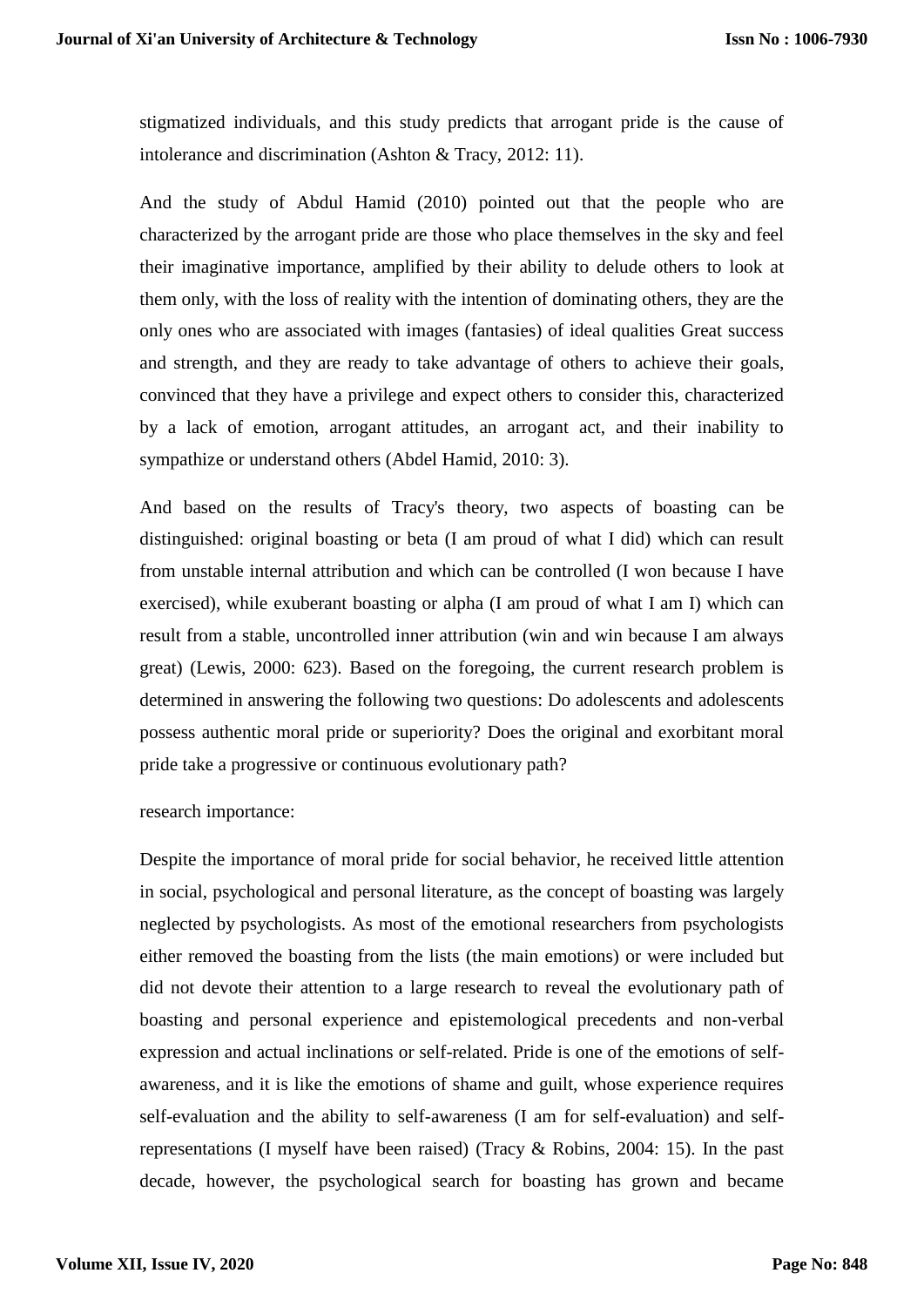stigmatized individuals, and this study predicts that arrogant pride is the cause of intolerance and discrimination (Ashton & Tracy, 2012: 11).

And the study of Abdul Hamid (2010) pointed out that the people who are characterized by the arrogant pride are those who place themselves in the sky and feel their imaginative importance, amplified by their ability to delude others to look at them only, with the loss of reality with the intention of dominating others, they are the only ones who are associated with images (fantasies) of ideal qualities Great success and strength, and they are ready to take advantage of others to achieve their goals, convinced that they have a privilege and expect others to consider this, characterized by a lack of emotion, arrogant attitudes, an arrogant act, and their inability to sympathize or understand others (Abdel Hamid, 2010: 3).

And based on the results of Tracy's theory, two aspects of boasting can be distinguished: original boasting or beta (I am proud of what I did) which can result from unstable internal attribution and which can be controlled (I won because I have exercised), while exuberant boasting or alpha (I am proud of what I am I) which can result from a stable, uncontrolled inner attribution (win and win because I am always great) (Lewis, 2000: 623). Based on the foregoing, the current research problem is determined in answering the following two questions: Do adolescents and adolescents possess authentic moral pride or superiority? Does the original and exorbitant moral pride take a progressive or continuous evolutionary path?

research importance:

Despite the importance of moral pride for social behavior, he received little attention in social, psychological and personal literature, as the concept of boasting was largely neglected by psychologists. As most of the emotional researchers from psychologists either removed the boasting from the lists (the main emotions) or were included but did not devote their attention to a large research to reveal the evolutionary path of boasting and personal experience and epistemological precedents and non-verbal expression and actual inclinations or self-related. Pride is one of the emotions of self-awareness, and it is like the emotions of shame and guilt, whose experience requires self-evaluation and the ability to self-awareness (I am for self-evaluation) and self-representations (I myself have been raised) (Tracy & Robins, 2004: 15). In the past decade, however, the psychological search for boasting has grown and became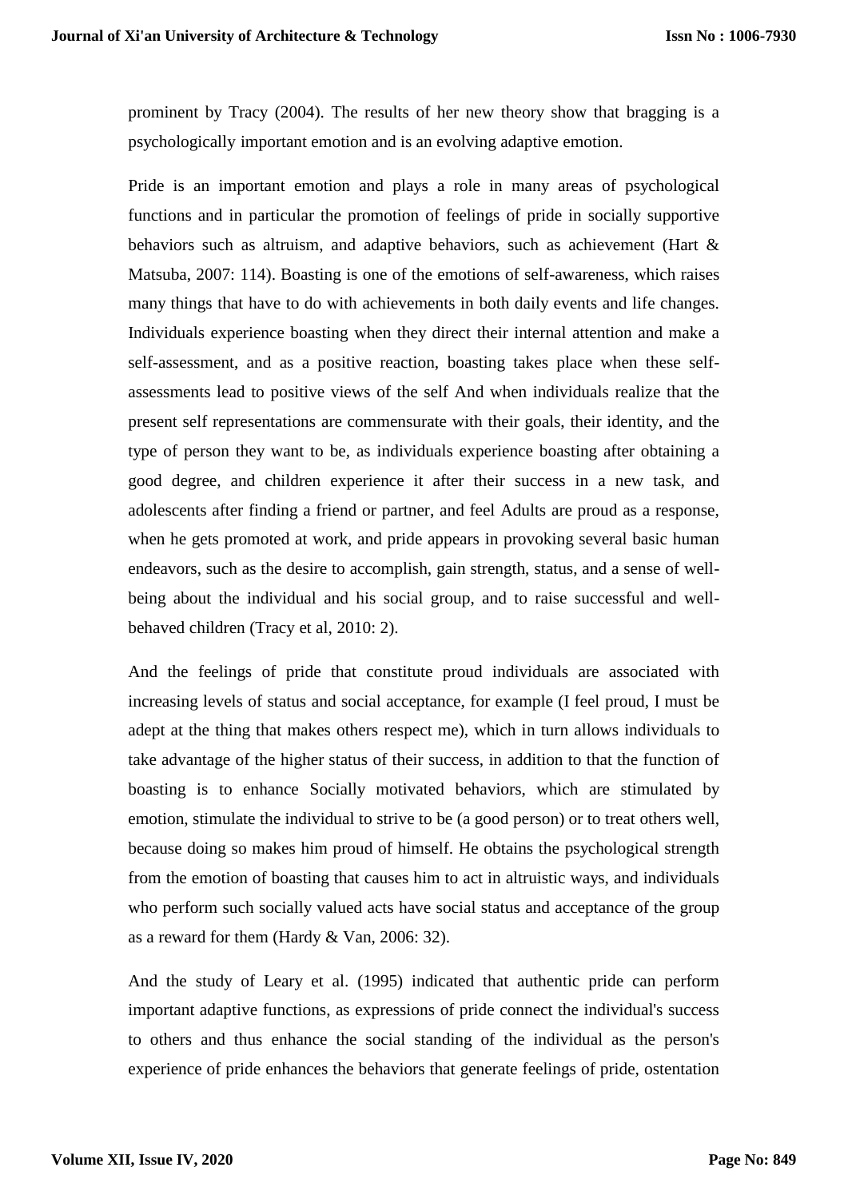prominent by Tracy (2004). The results of her new theory show that bragging is a psychologically important emotion and is an evolving adaptive emotion.

Pride is an important emotion and plays a role in many areas of psychological functions and in particular the promotion of feelings of pride in socially supportive behaviors such as altruism, and adaptive behaviors, such as achievement (Hart & Matsuba, 2007: 114). Boasting is one of the emotions of self-awareness, which raises many things that have to do with achievements in both daily events and life changes. Individuals experience boasting when they direct their internal attention and make a self-assessment, and as a positive reaction, boasting takes place when these self-assessments lead to positive views of the self And when individuals realize that the present self representations are commensurate with their goals, their identity, and the type of person they want to be, as individuals experience boasting after obtaining a good degree, and children experience it after their success in a new task, and adolescents after finding a friend or partner, and feel Adults are proud as a response, when he gets promoted at work, and pride appears in provoking several basic human endeavors, such as the desire to accomplish, gain strength, status, and a sense of well-being about the individual and his social group, and to raise successful and well-behaved children (Tracy et al, 2010: 2).

And the feelings of pride that constitute proud individuals are associated with increasing levels of status and social acceptance, for example (I feel proud, I must be adept at the thing that makes others respect me), which in turn allows individuals to take advantage of the higher status of their success, in addition to that the function of boasting is to enhance Socially motivated behaviors, which are stimulated by emotion, stimulate the individual to strive to be (a good person) or to treat others well, because doing so makes him proud of himself. He obtains the psychological strength from the emotion of boasting that causes him to act in altruistic ways, and individuals who perform such socially valued acts have social status and acceptance of the group as a reward for them (Hardy & Van, 2006: 32).

And the study of Leary et al. (1995) indicated that authentic pride can perform important adaptive functions, as expressions of pride connect the individual's success to others and thus enhance the social standing of the individual as the person's experience of pride enhances the behaviors that generate feelings of pride, ostentation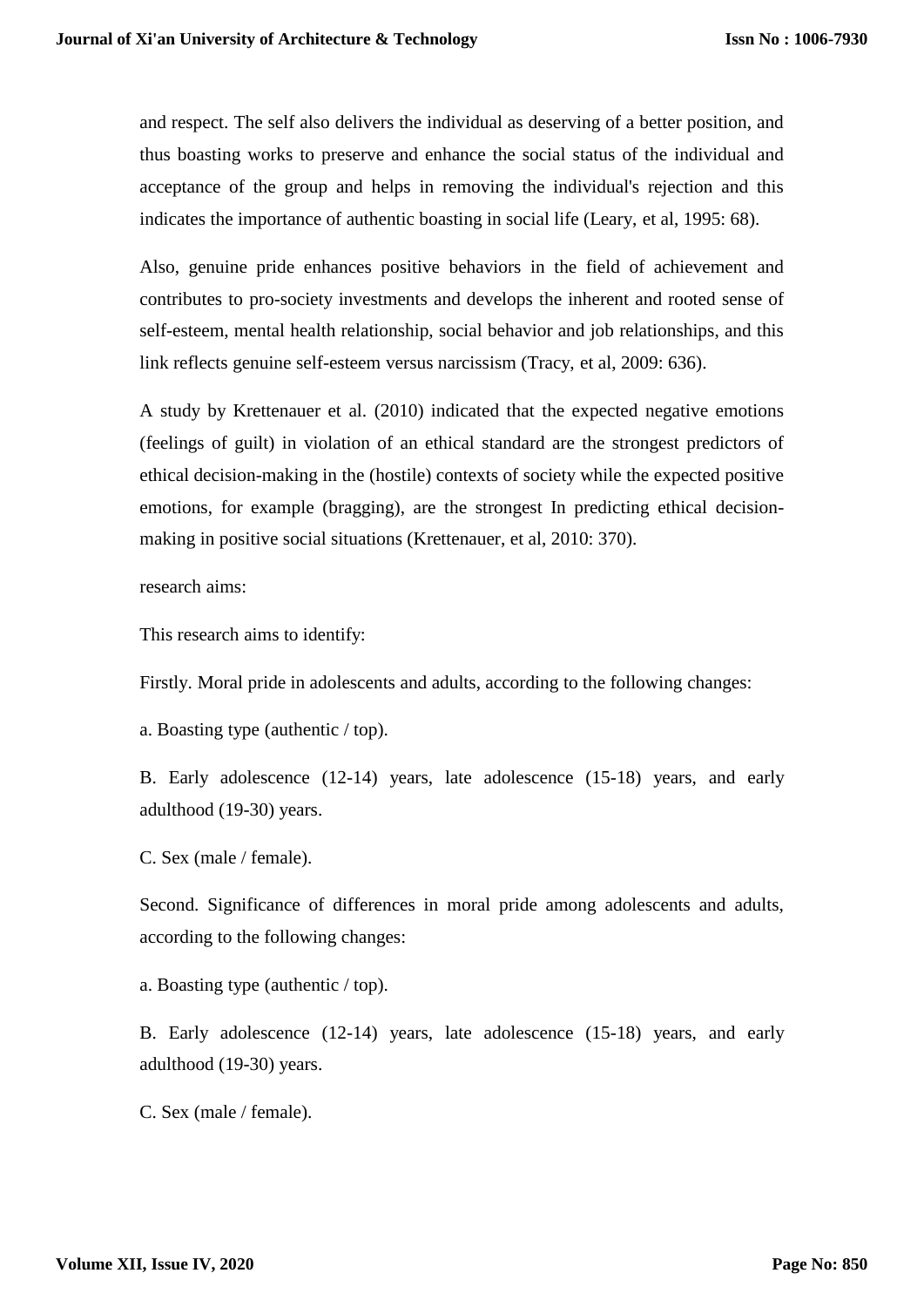and respect. The self also delivers the individual as deserving of a better position, and thus boasting works to preserve and enhance the social status of the individual and acceptance of the group and helps in removing the individual's rejection and this indicates the importance of authentic boasting in social life (Leary, et al, 1995: 68).

Also, genuine pride enhances positive behaviors in the field of achievement and contributes to pro-society investments and develops the inherent and rooted sense of self-esteem, mental health relationship, social behavior and job relationships, and this link reflects genuine self-esteem versus narcissism (Tracy, et al, 2009: 636).

A study by Krettenauer et al. (2010) indicated that the expected negative emotions (feelings of guilt) in violation of an ethical standard are the strongest predictors of ethical decision-making in the (hostile) contexts of society while the expected positive emotions, for example (bragging), are the strongest In predicting ethical decision-making in positive social situations (Krettenauer, et al, 2010: 370).

research aims:

This research aims to identify:

Firstly. Moral pride in adolescents and adults, according to the following changes:

a. Boasting type (authentic / top).

B. Early adolescence (12-14) years, late adolescence (15-18) years, and early adulthood (19-30) years.

C. Sex (male / female).

Second. Significance of differences in moral pride among adolescents and adults, according to the following changes:

a. Boasting type (authentic / top).

B. Early adolescence (12-14) years, late adolescence (15-18) years, and early adulthood (19-30) years.

C. Sex (male / female).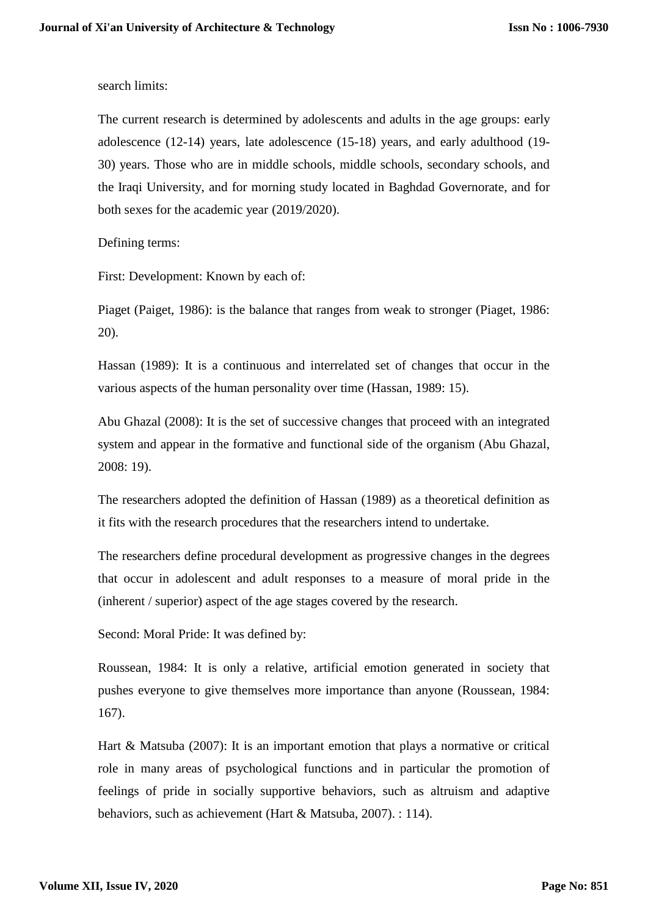search limits:

The current research is determined by adolescents and adults in the age groups: early adolescence (12-14) years, late adolescence (15-18) years, and early adulthood (19-30) years. Those who are in middle schools, middle schools, secondary schools, and the Iraqi University, and for morning study located in Baghdad Governorate, and for both sexes for the academic year (2019/2020).

Defining terms:

First: Development: Known by each of:

Piaget (Paiget, 1986): is the balance that ranges from weak to stronger (Piaget, 1986: 20).

Hassan (1989): It is a continuous and interrelated set of changes that occur in the various aspects of the human personality over time (Hassan, 1989: 15).

Abu Ghazal (2008): It is the set of successive changes that proceed with an integrated system and appear in the formative and functional side of the organism (Abu Ghazal, 2008: 19).

The researchers adopted the definition of Hassan (1989) as a theoretical definition as it fits with the research procedures that the researchers intend to undertake.

The researchers define procedural development as progressive changes in the degrees that occur in adolescent and adult responses to a measure of moral pride in the (inherent / superior) aspect of the age stages covered by the research.

Second: Moral Pride: It was defined by:

Roussean, 1984: It is only a relative, artificial emotion generated in society that pushes everyone to give themselves more importance than anyone (Roussean, 1984: 167).

Hart & Matsuba (2007): It is an important emotion that plays a normative or critical role in many areas of psychological functions and in particular the promotion of feelings of pride in socially supportive behaviors, such as altruism and adaptive behaviors, such as achievement (Hart & Matsuba, 2007). : 114).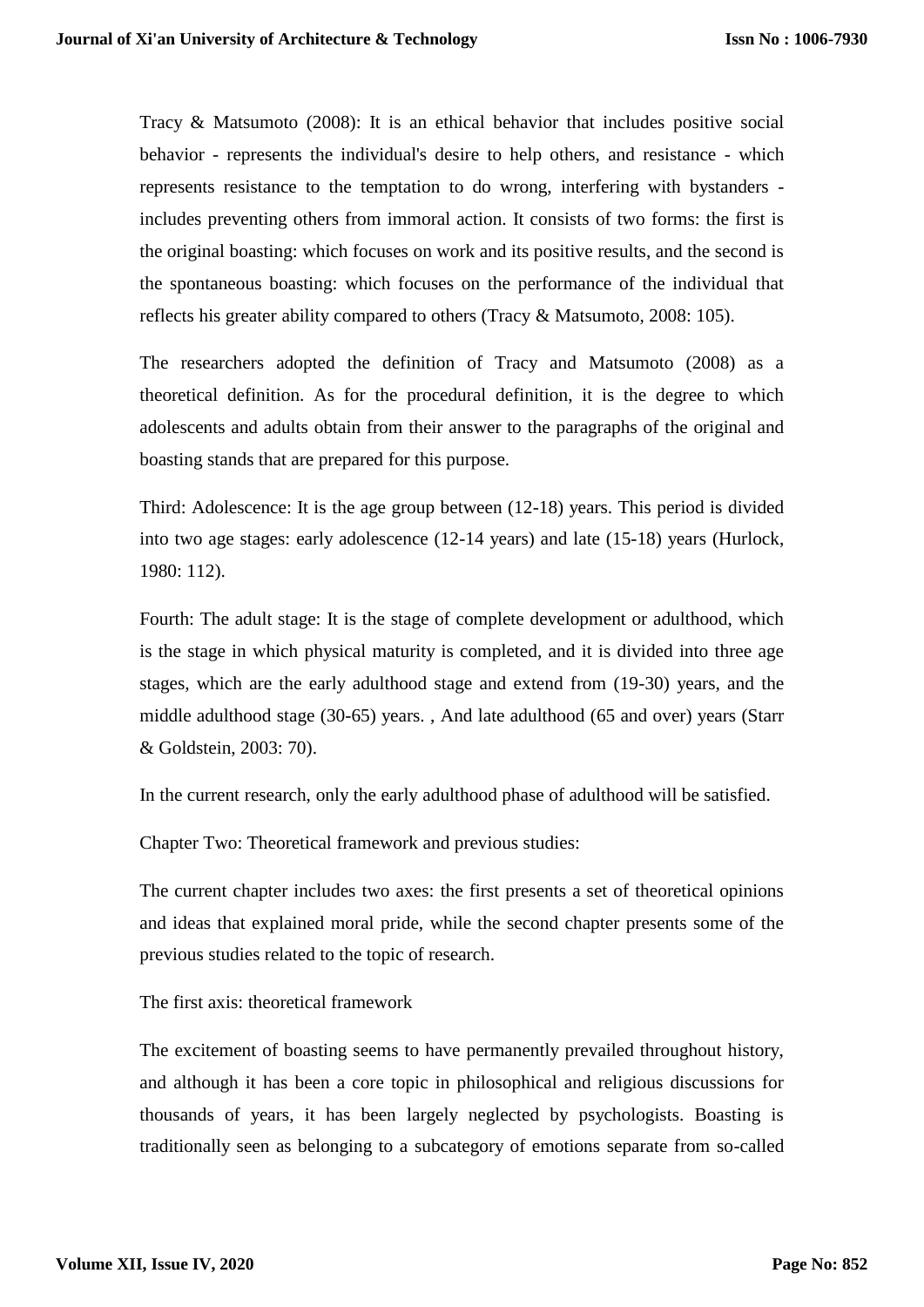Tracy & Matsumoto (2008): It is an ethical behavior that includes positive social behavior - represents the individual's desire to help others, and resistance - which represents resistance to the temptation to do wrong, interfering with bystanders - includes preventing others from immoral action. It consists of two forms: the first is the original boasting: which focuses on work and its positive results, and the second is the spontaneous boasting: which focuses on the performance of the individual that reflects his greater ability compared to others (Tracy & Matsumoto, 2008: 105).

The researchers adopted the definition of Tracy and Matsumoto (2008) as a theoretical definition. As for the procedural definition, it is the degree to which adolescents and adults obtain from their answer to the paragraphs of the original and boasting stands that are prepared for this purpose.

Third: Adolescence: It is the age group between (12-18) years. This period is divided into two age stages: early adolescence (12-14 years) and late (15-18) years (Hurlock, 1980: 112).

Fourth: The adult stage: It is the stage of complete development or adulthood, which is the stage in which physical maturity is completed, and it is divided into three age stages, which are the early adulthood stage and extend from (19-30) years, and the middle adulthood stage (30-65) years. , And late adulthood (65 and over) years (Starr & Goldstein, 2003: 70).

In the current research, only the early adulthood phase of adulthood will be satisfied.

## Chapter Two: Theoretical framework and previous studies:

The current chapter includes two axes: the first presents a set of theoretical opinions and ideas that explained moral pride, while the second chapter presents some of the previous studies related to the topic of research.

### The first axis: theoretical framework

The excitement of boasting seems to have permanently prevailed throughout history, and although it has been a core topic in philosophical and religious discussions for thousands of years, it has been largely neglected by psychologists. Boasting is traditionally seen as belonging to a subcategory of emotions separate from so-called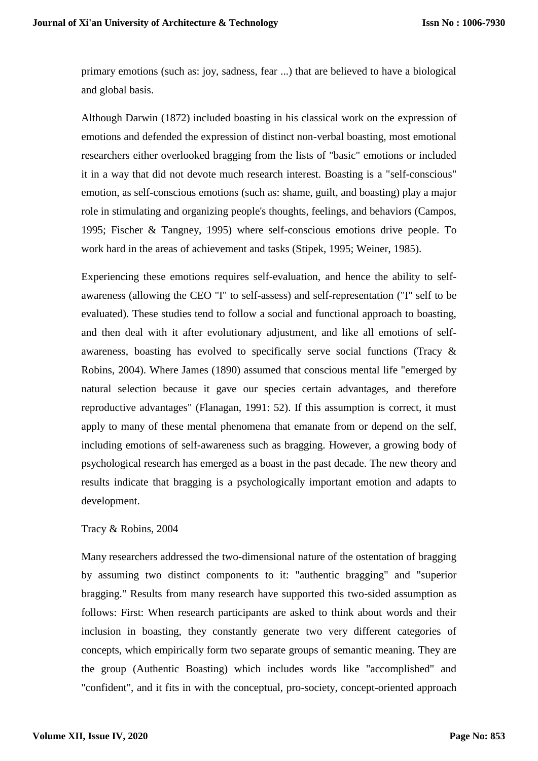primary emotions (such as: joy, sadness, fear ...) that are believed to have a biological and global basis.

Although Darwin (1872) included boasting in his classical work on the expression of emotions and defended the expression of distinct non-verbal boasting, most emotional researchers either overlooked bragging from the lists of "basic" emotions or included it in a way that did not devote much research interest. Boasting is a "self-conscious" emotion, as self-conscious emotions (such as: shame, guilt, and boasting) play a major role in stimulating and organizing people's thoughts, feelings, and behaviors (Campos, 1995; Fischer & Tangney, 1995) where self-conscious emotions drive people. To work hard in the areas of achievement and tasks (Stipek, 1995; Weiner, 1985).

Experiencing these emotions requires self-evaluation, and hence the ability to self-awareness (allowing the CEO "I" to self-assess) and self-representation ("I" self to be evaluated). These studies tend to follow a social and functional approach to boasting, and then deal with it after evolutionary adjustment, and like all emotions of self-awareness, boasting has evolved to specifically serve social functions (Tracy & Robins, 2004). Where James (1890) assumed that conscious mental life "emerged by natural selection because it gave our species certain advantages, and therefore reproductive advantages" (Flanagan, 1991: 52). If this assumption is correct, it must apply to many of these mental phenomena that emanate from or depend on the self, including emotions of self-awareness such as bragging. However, a growing body of psychological research has emerged as a boast in the past decade. The new theory and results indicate that bragging is a psychologically important emotion and adapts to development.

Tracy & Robins, 2004

Many researchers addressed the two-dimensional nature of the ostentation of bragging by assuming two distinct components to it: "authentic bragging" and "superior bragging." Results from many research have supported this two-sided assumption as follows: First: When research participants are asked to think about words and their inclusion in boasting, they constantly generate two very different categories of concepts, which empirically form two separate groups of semantic meaning. They are the group (Authentic Boasting) which includes words like "accomplished" and "confident", and it fits in with the conceptual, pro-society, concept-oriented approach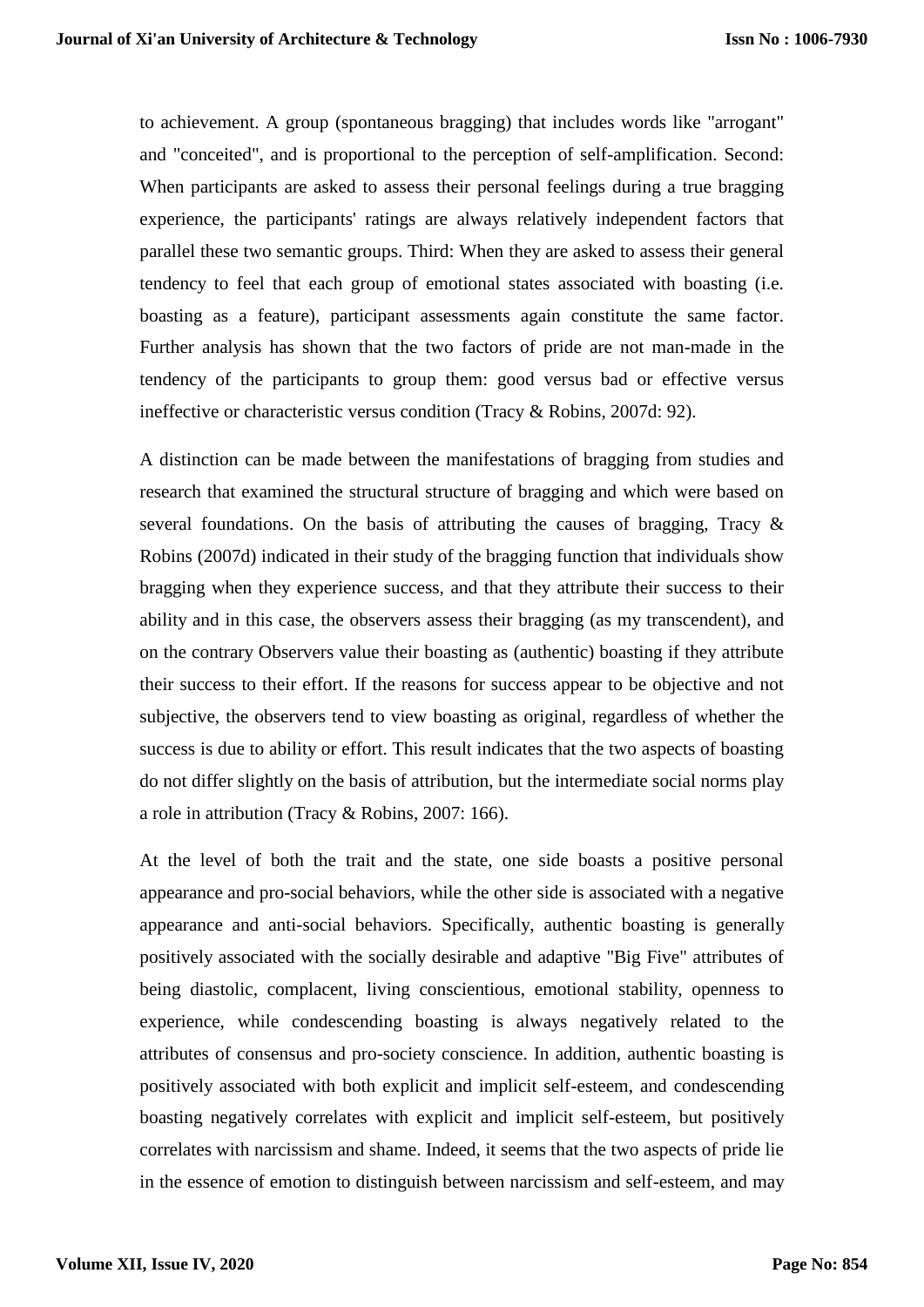to achievement. A group (spontaneous bragging) that includes words like "arrogant" and "conceited", and is proportional to the perception of self-amplification. Second: When participants are asked to assess their personal feelings during a true bragging experience, the participants' ratings are always relatively independent factors that parallel these two semantic groups. Third: When they are asked to assess their general tendency to feel that each group of emotional states associated with boasting (i.e. boasting as a feature), participant assessments again constitute the same factor. Further analysis has shown that the two factors of pride are not man-made in the tendency of the participants to group them: good versus bad or effective versus ineffective or characteristic versus condition (Tracy & Robins, 2007d: 92).

A distinction can be made between the manifestations of bragging from studies and research that examined the structural structure of bragging and which were based on several foundations. On the basis of attributing the causes of bragging, Tracy & Robins (2007d) indicated in their study of the bragging function that individuals show bragging when they experience success, and that they attribute their success to their ability and in this case, the observers assess their bragging (as my transcendent), and on the contrary Observers value their boasting as (authentic) boasting if they attribute their success to their effort. If the reasons for success appear to be objective and not subjective, the observers tend to view boasting as original, regardless of whether the success is due to ability or effort. This result indicates that the two aspects of boasting do not differ slightly on the basis of attribution, but the intermediate social norms play a role in attribution (Tracy & Robins, 2007: 166).

At the level of both the trait and the state, one side boasts a positive personal appearance and pro-social behaviors, while the other side is associated with a negative appearance and anti-social behaviors. Specifically, authentic boasting is generally positively associated with the socially desirable and adaptive "Big Five" attributes of being diastolic, complacent, living conscientious, emotional stability, openness to experience, while condescending boasting is always negatively related to the attributes of consensus and pro-society conscience. In addition, authentic boasting is positively associated with both explicit and implicit self-esteem, and condescending boasting negatively correlates with explicit and implicit self-esteem, but positively correlates with narcissism and shame. Indeed, it seems that the two aspects of pride lie in the essence of emotion to distinguish between narcissism and self-esteem, and may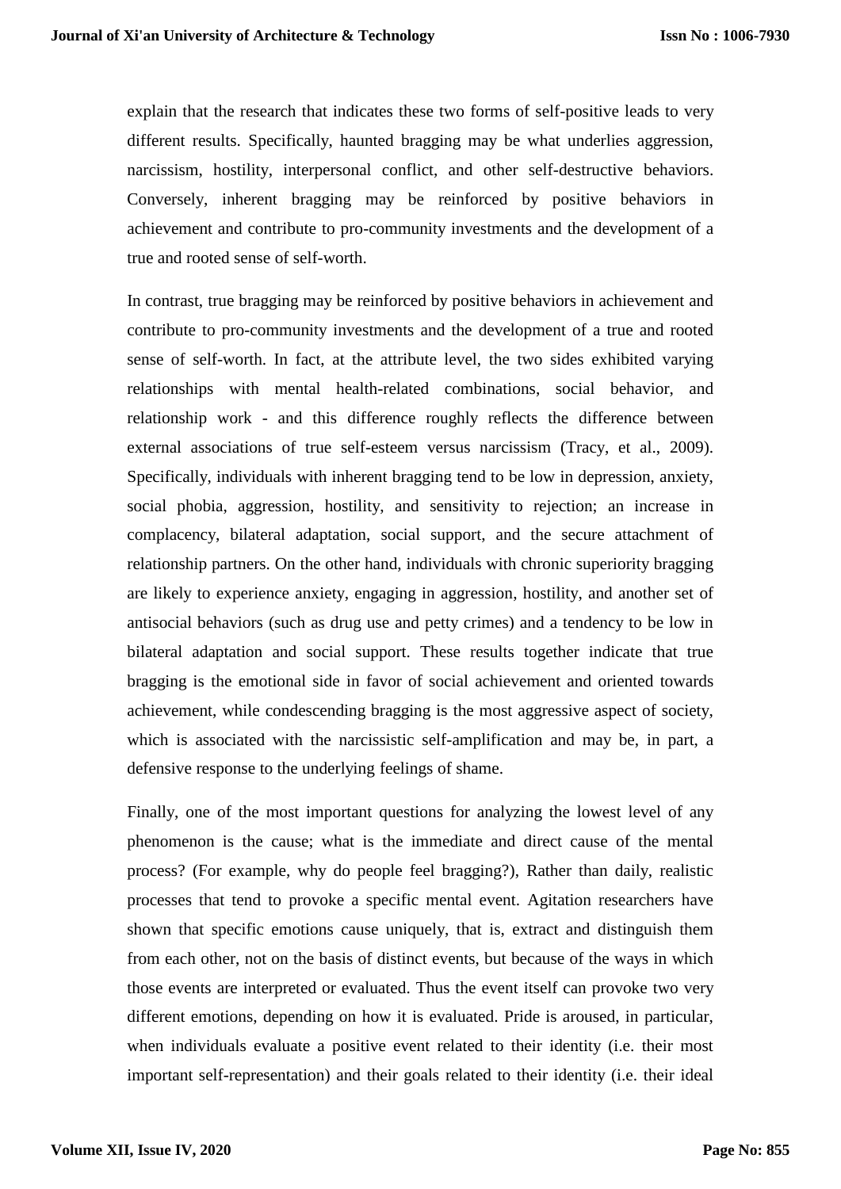explain that the research that indicates these two forms of self-positive leads to very different results. Specifically, haunted bragging may be what underlies aggression, narcissism, hostility, interpersonal conflict, and other self-destructive behaviors. Conversely, inherent bragging may be reinforced by positive behaviors in achievement and contribute to pro-community investments and the development of a true and rooted sense of self-worth.

In contrast, true bragging may be reinforced by positive behaviors in achievement and contribute to pro-community investments and the development of a true and rooted sense of self-worth. In fact, at the attribute level, the two sides exhibited varying relationships with mental health-related combinations, social behavior, and relationship work - and this difference roughly reflects the difference between external associations of true self-esteem versus narcissism (Tracy, et al., 2009). Specifically, individuals with inherent bragging tend to be low in depression, anxiety, social phobia, aggression, hostility, and sensitivity to rejection; an increase in complacency, bilateral adaptation, social support, and the secure attachment of relationship partners. On the other hand, individuals with chronic superiority bragging are likely to experience anxiety, engaging in aggression, hostility, and another set of antisocial behaviors (such as drug use and petty crimes) and a tendency to be low in bilateral adaptation and social support. These results together indicate that true bragging is the emotional side in favor of social achievement and oriented towards achievement, while condescending bragging is the most aggressive aspect of society, which is associated with the narcissistic self-amplification and may be, in part, a defensive response to the underlying feelings of shame.

Finally, one of the most important questions for analyzing the lowest level of any phenomenon is the cause; what is the immediate and direct cause of the mental process? (For example, why do people feel bragging?), Rather than daily, realistic processes that tend to provoke a specific mental event. Agitation researchers have shown that specific emotions cause uniquely, that is, extract and distinguish them from each other, not on the basis of distinct events, but because of the ways in which those events are interpreted or evaluated. Thus the event itself can provoke two very different emotions, depending on how it is evaluated. Pride is aroused, in particular, when individuals evaluate a positive event related to their identity (i.e. their most important self-representation) and their goals related to their identity (i.e. their ideal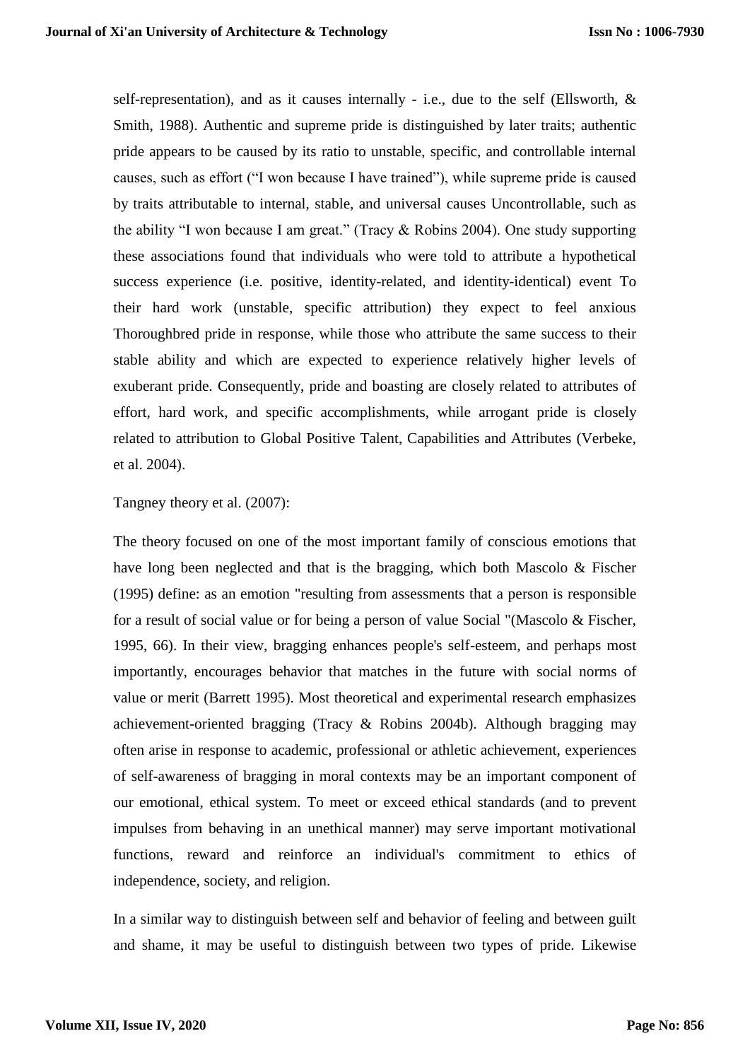self-representation), and as it causes internally - i.e., due to the self (Ellsworth, & Smith, 1988). Authentic and supreme pride is distinguished by later traits; authentic pride appears to be caused by its ratio to unstable, specific, and controllable internal causes, such as effort ("I won because I have trained"), while supreme pride is caused by traits attributable to internal, stable, and universal causes Uncontrollable, such as the ability "I won because I am great." (Tracy & Robins 2004). One study supporting these associations found that individuals who were told to attribute a hypothetical success experience (i.e. positive, identity-related, and identity-identical) event To their hard work (unstable, specific attribution) they expect to feel anxious Thoroughbred pride in response, while those who attribute the same success to their stable ability and which are expected to experience relatively higher levels of exuberant pride. Consequently, pride and boasting are closely related to attributes of effort, hard work, and specific accomplishments, while arrogant pride is closely related to attribution to Global Positive Talent, Capabilities and Attributes (Verbeke, et al. 2004).

Tangney theory et al. (2007):

The theory focused on one of the most important family of conscious emotions that have long been neglected and that is the bragging, which both Mascolo & Fischer (1995) define: as an emotion "resulting from assessments that a person is responsible for a result of social value or for being a person of value Social "(Mascolo & Fischer, 1995, 66). In their view, bragging enhances people's self-esteem, and perhaps most importantly, encourages behavior that matches in the future with social norms of value or merit (Barrett 1995). Most theoretical and experimental research emphasizes achievement-oriented bragging (Tracy & Robins 2004b). Although bragging may often arise in response to academic, professional or athletic achievement, experiences of self-awareness of bragging in moral contexts may be an important component of our emotional, ethical system. To meet or exceed ethical standards (and to prevent impulses from behaving in an unethical manner) may serve important motivational functions, reward and reinforce an individual's commitment to ethics of independence, society, and religion.

In a similar way to distinguish between self and behavior of feeling and between guilt and shame, it may be useful to distinguish between two types of pride. Likewise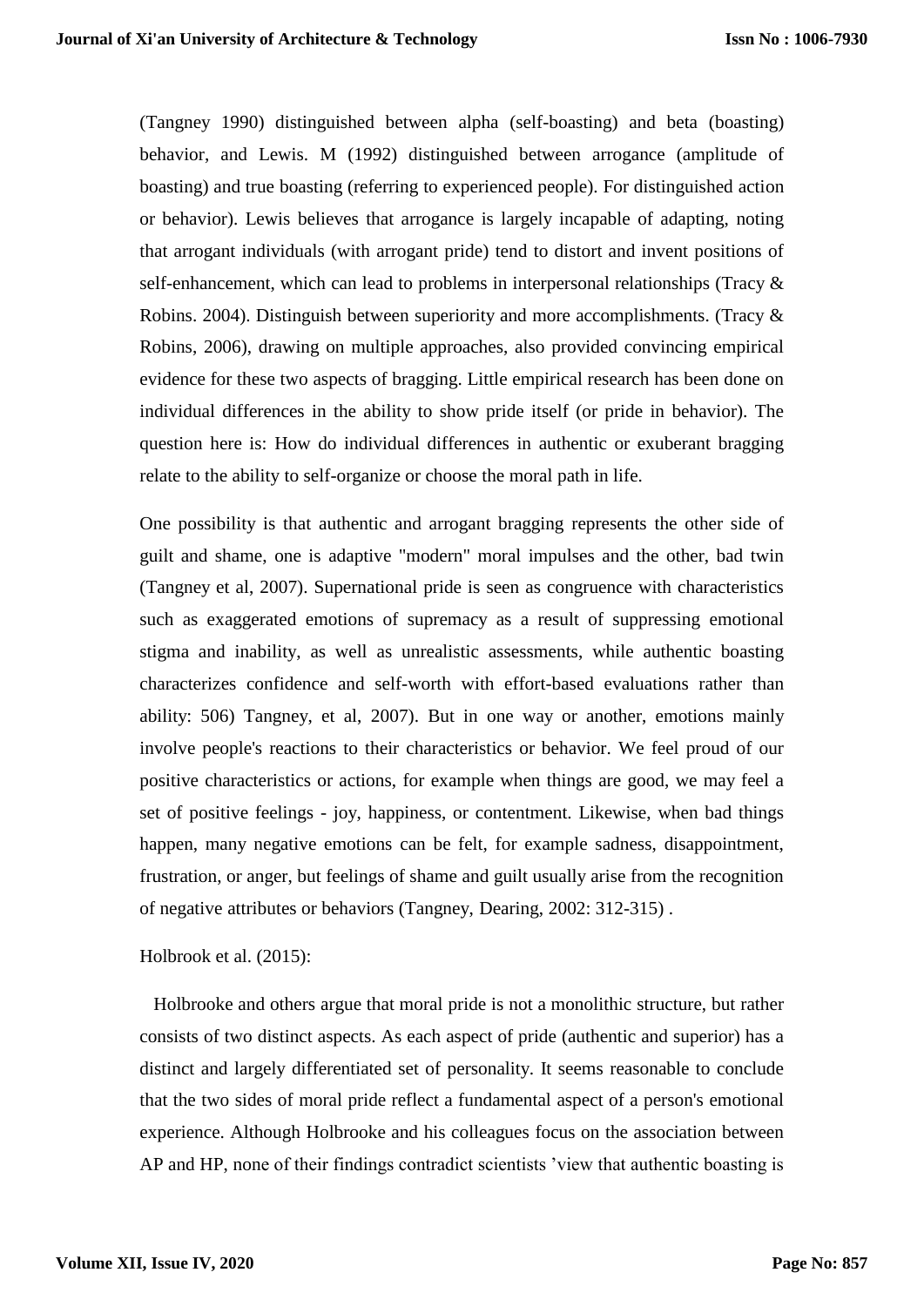(Tangney 1990) distinguished between alpha (self-boasting) and beta (boasting) behavior, and Lewis. M (1992) distinguished between arrogance (amplitude of boasting) and true boasting (referring to experienced people). For distinguished action or behavior). Lewis believes that arrogance is largely incapable of adapting, noting that arrogant individuals (with arrogant pride) tend to distort and invent positions of self-enhancement, which can lead to problems in interpersonal relationships (Tracy & Robins. 2004). Distinguish between superiority and more accomplishments. (Tracy & Robins, 2006), drawing on multiple approaches, also provided convincing empirical evidence for these two aspects of bragging. Little empirical research has been done on individual differences in the ability to show pride itself (or pride in behavior). The question here is: How do individual differences in authentic or exuberant bragging relate to the ability to self-organize or choose the moral path in life.

One possibility is that authentic and arrogant bragging represents the other side of guilt and shame, one is adaptive "modern" moral impulses and the other, bad twin (Tangney et al, 2007). Supernational pride is seen as congruence with characteristics such as exaggerated emotions of supremacy as a result of suppressing emotional stigma and inability, as well as unrealistic assessments, while authentic boasting characterizes confidence and self-worth with effort-based evaluations rather than ability: 506) Tangney, et al, 2007). But in one way or another, emotions mainly involve people's reactions to their characteristics or behavior. We feel proud of our positive characteristics or actions, for example when things are good, we may feel a set of positive feelings - joy, happiness, or contentment. Likewise, when bad things happen, many negative emotions can be felt, for example sadness, disappointment, frustration, or anger, but feelings of shame and guilt usually arise from the recognition of negative attributes or behaviors (Tangney, Dearing, 2002: 312-315) .

Holbrook et al. (2015):

Holbrooke and others argue that moral pride is not a monolithic structure, but rather consists of two distinct aspects. As each aspect of pride (authentic and superior) has a distinct and largely differentiated set of personality. It seems reasonable to conclude that the two sides of moral pride reflect a fundamental aspect of a person's emotional experience. Although Holbrooke and his colleagues focus on the association between AP and HP, none of their findings contradict scientists 'view that authentic boasting is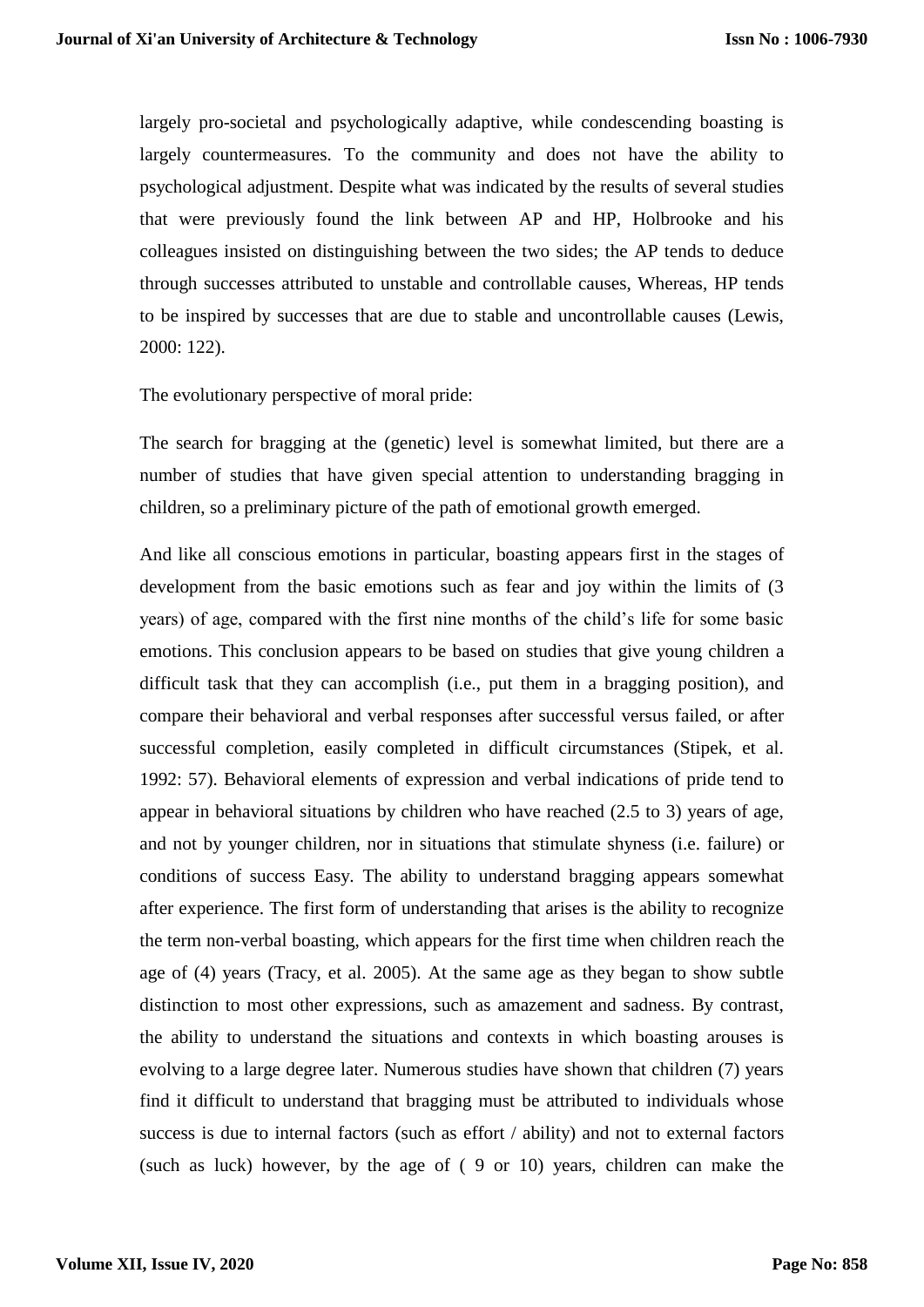largely pro-societal and psychologically adaptive, while condescending boasting is largely countermeasures. To the community and does not have the ability to psychological adjustment. Despite what was indicated by the results of several studies that were previously found the link between AP and HP, Holbrooke and his colleagues insisted on distinguishing between the two sides; the AP tends to deduce through successes attributed to unstable and controllable causes, Whereas, HP tends to be inspired by successes that are due to stable and uncontrollable causes (Lewis, 2000: 122).

The evolutionary perspective of moral pride:

The search for bragging at the (genetic) level is somewhat limited, but there are a number of studies that have given special attention to understanding bragging in children, so a preliminary picture of the path of emotional growth emerged.

And like all conscious emotions in particular, boasting appears first in the stages of development from the basic emotions such as fear and joy within the limits of (3 years) of age, compared with the first nine months of the child's life for some basic emotions. This conclusion appears to be based on studies that give young children a difficult task that they can accomplish (i.e., put them in a bragging position), and compare their behavioral and verbal responses after successful versus failed, or after successful completion, easily completed in difficult circumstances (Stipek, et al. 1992: 57). Behavioral elements of expression and verbal indications of pride tend to appear in behavioral situations by children who have reached (2.5 to 3) years of age, and not by younger children, nor in situations that stimulate shyness (i.e. failure) or conditions of success Easy. The ability to understand bragging appears somewhat after experience. The first form of understanding that arises is the ability to recognize the term non-verbal boasting, which appears for the first time when children reach the age of (4) years (Tracy, et al. 2005). At the same age as they began to show subtle distinction to most other expressions, such as amazement and sadness. By contrast, the ability to understand the situations and contexts in which boasting arouses is evolving to a large degree later. Numerous studies have shown that children (7) years find it difficult to understand that bragging must be attributed to individuals whose success is due to internal factors (such as effort / ability) and not to external factors (such as luck) however, by the age of ( 9 or 10) years, children can make the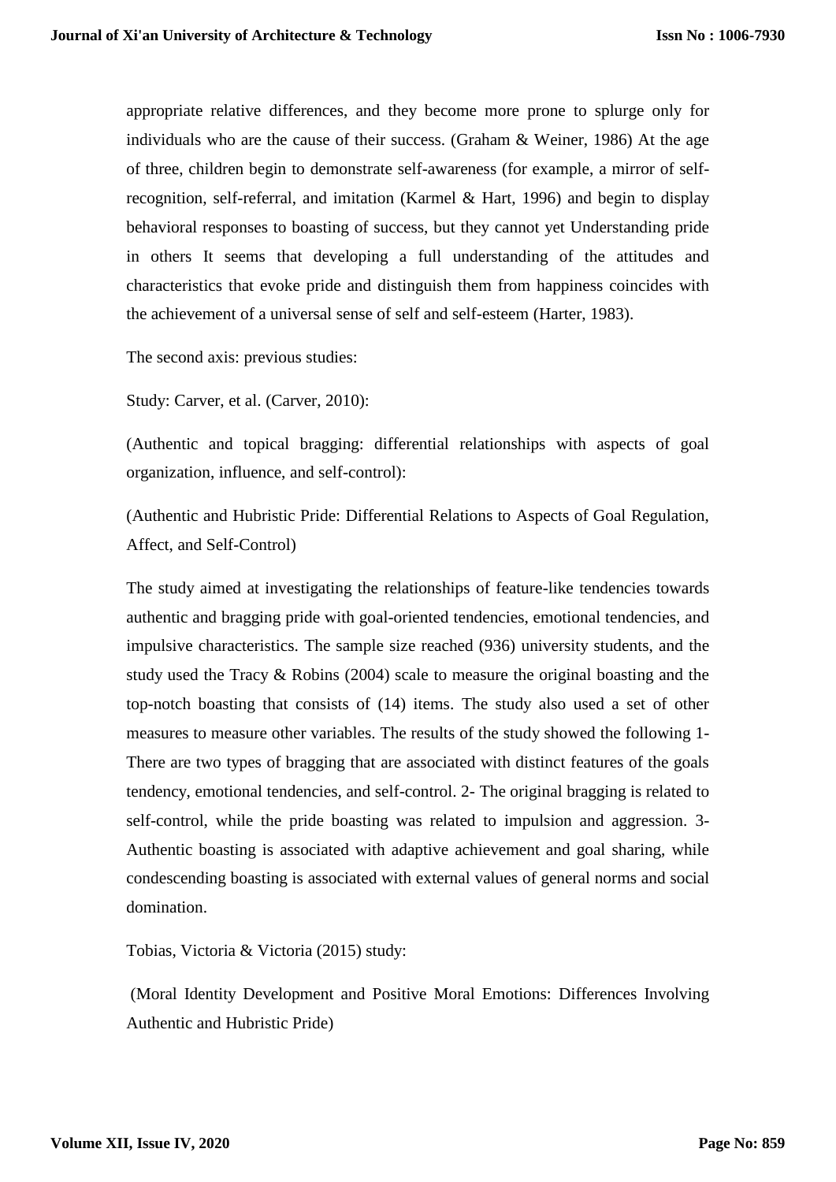appropriate relative differences, and they become more prone to splurge only for individuals who are the cause of their success. (Graham & Weiner, 1986) At the age of three, children begin to demonstrate self-awareness (for example, a mirror of self-recognition, self-referral, and imitation (Karmel & Hart, 1996) and begin to display behavioral responses to boasting of success, but they cannot yet Understanding pride in others It seems that developing a full understanding of the attitudes and characteristics that evoke pride and distinguish them from happiness coincides with the achievement of a universal sense of self and self-esteem (Harter, 1983).

The second axis: previous studies:

Study: Carver, et al. (Carver, 2010):

(Authentic and topical bragging: differential relationships with aspects of goal organization, influence, and self-control):

(Authentic and Hubristic Pride: Differential Relations to Aspects of Goal Regulation, Affect, and Self-Control)

The study aimed at investigating the relationships of feature-like tendencies towards authentic and bragging pride with goal-oriented tendencies, emotional tendencies, and impulsive characteristics. The sample size reached (936) university students, and the study used the Tracy & Robins (2004) scale to measure the original boasting and the top-notch boasting that consists of (14) items. The study also used a set of other measures to measure other variables. The results of the study showed the following 1- There are two types of bragging that are associated with distinct features of the goals tendency, emotional tendencies, and self-control. 2- The original bragging is related to self-control, while the pride boasting was related to impulsion and aggression. 3- Authentic boasting is associated with adaptive achievement and goal sharing, while condescending boasting is associated with external values of general norms and social domination.

Tobias, Victoria & Victoria (2015) study:

(Moral Identity Development and Positive Moral Emotions: Differences Involving Authentic and Hubristic Pride)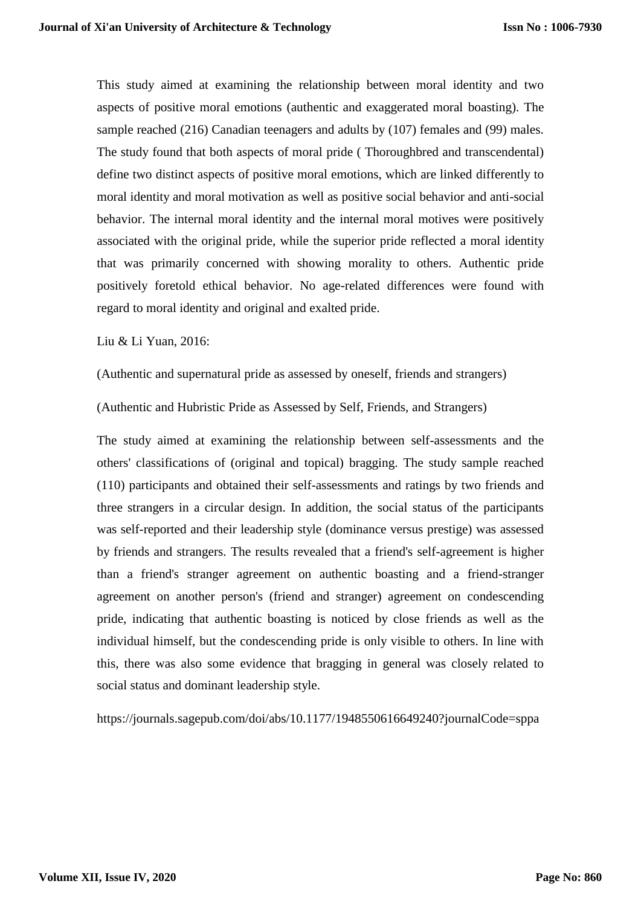This study aimed at examining the relationship between moral identity and two aspects of positive moral emotions (authentic and exaggerated moral boasting). The sample reached (216) Canadian teenagers and adults by (107) females and (99) males. The study found that both aspects of moral pride ( Thoroughbred and transcendental) define two distinct aspects of positive moral emotions, which are linked differently to moral identity and moral motivation as well as positive social behavior and anti-social behavior. The internal moral identity and the internal moral motives were positively associated with the original pride, while the superior pride reflected a moral identity that was primarily concerned with showing morality to others. Authentic pride positively foretold ethical behavior. No age-related differences were found with regard to moral identity and original and exalted pride.

Liu & Li Yuan, 2016:

(Authentic and supernatural pride as assessed by oneself, friends and strangers)

(Authentic and Hubristic Pride as Assessed by Self, Friends, and Strangers)

The study aimed at examining the relationship between self-assessments and the others' classifications of (original and topical) bragging. The study sample reached (110) participants and obtained their self-assessments and ratings by two friends and three strangers in a circular design. In addition, the social status of the participants was self-reported and their leadership style (dominance versus prestige) was assessed by friends and strangers. The results revealed that a friend's self-agreement is higher than a friend's stranger agreement on authentic boasting and a friend-stranger agreement on another person's (friend and stranger) agreement on condescending pride, indicating that authentic boasting is noticed by close friends as well as the individual himself, but the condescending pride is only visible to others. In line with this, there was also some evidence that bragging in general was closely related to social status and dominant leadership style.

https://journals.sagepub.com/doi/abs/10.1177/1948550616649240?journalCode=sppa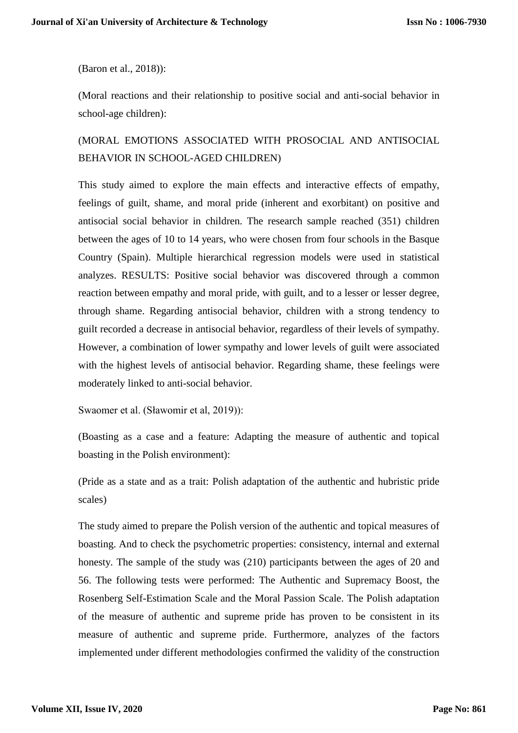(Baron et al., 2018)):

(Moral reactions and their relationship to positive social and anti-social behavior in school-age children):

(MORAL EMOTIONS ASSOCIATED WITH PROSOCIAL AND ANTISOCIAL BEHAVIOR IN SCHOOL-AGED CHILDREN)

This study aimed to explore the main effects and interactive effects of empathy, feelings of guilt, shame, and moral pride (inherent and exorbitant) on positive and antisocial social behavior in children. The research sample reached (351) children between the ages of 10 to 14 years, who were chosen from four schools in the Basque Country (Spain). Multiple hierarchical regression models were used in statistical analyzes. RESULTS: Positive social behavior was discovered through a common reaction between empathy and moral pride, with guilt, and to a lesser or lesser degree, through shame. Regarding antisocial behavior, children with a strong tendency to guilt recorded a decrease in antisocial behavior, regardless of their levels of sympathy. However, a combination of lower sympathy and lower levels of guilt were associated with the highest levels of antisocial behavior. Regarding shame, these feelings were moderately linked to anti-social behavior.

Swaomer et al. (Sławomir et al, 2019)):

(Boasting as a case and a feature: Adapting the measure of authentic and topical boasting in the Polish environment):

(Pride as a state and as a trait: Polish adaptation of the authentic and hubristic pride scales)

The study aimed to prepare the Polish version of the authentic and topical measures of boasting. And to check the psychometric properties: consistency, internal and external honesty. The sample of the study was (210) participants between the ages of 20 and 56. The following tests were performed: The Authentic and Supremacy Boost, the Rosenberg Self-Estimation Scale and the Moral Passion Scale. The Polish adaptation of the measure of authentic and supreme pride has proven to be consistent in its measure of authentic and supreme pride. Furthermore, analyzes of the factors implemented under different methodologies confirmed the validity of the construction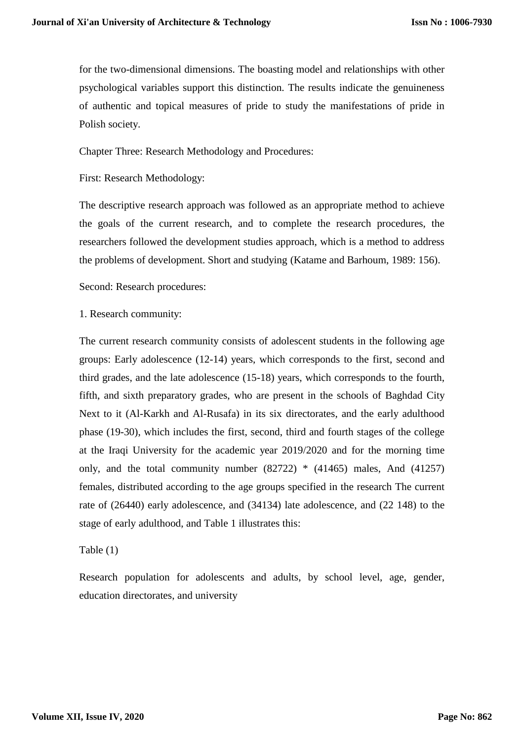for the two-dimensional dimensions. The boasting model and relationships with other psychological variables support this distinction. The results indicate the genuineness of authentic and topical measures of pride to study the manifestations of pride in Polish society.

Chapter Three: Research Methodology and Procedures:

First: Research Methodology:

The descriptive research approach was followed as an appropriate method to achieve the goals of the current research, and to complete the research procedures, the researchers followed the development studies approach, which is a method to address the problems of development. Short and studying (Katame and Barhoum, 1989: 156).

Second: Research procedures:

1. Research community:

The current research community consists of adolescent students in the following age groups: Early adolescence (12-14) years, which corresponds to the first, second and third grades, and the late adolescence (15-18) years, which corresponds to the fourth, fifth, and sixth preparatory grades, who are present in the schools of Baghdad City Next to it (Al-Karkh and Al-Rusafa) in its six directorates, and the early adulthood phase (19-30), which includes the first, second, third and fourth stages of the college at the Iraqi University for the academic year 2019/2020 and for the morning time only, and the total community number (82722) * (41465) males, And (41257) females, distributed according to the age groups specified in the research The current rate of (26440) early adolescence, and (34134) late adolescence, and (22 148) to the stage of early adulthood, and Table 1 illustrates this:

Table (1)

Research population for adolescents and adults, by school level, age, gender, education directorates, and university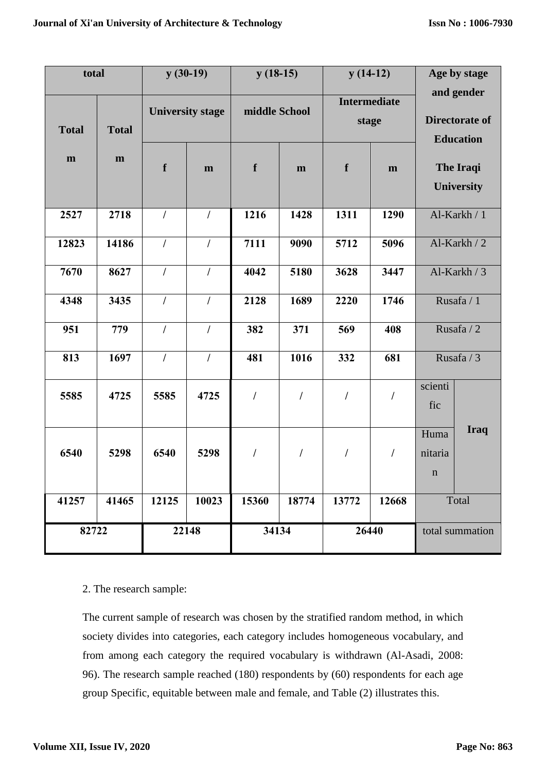| total | | y (30-19) | | y (18-15) | | y (14-12) | | Age by stage and gender | |
|---|---|---|---|---|---|---|---|---|---|
| Total m | Total m | University stage | | middle School | | Intermediate stage | | Directorate of Education The Iraqi University | |
| | | f | m | f | m | f | m | | |
| 2527 | 2718 | / | / | 1216 | 1428 | 1311 | 1290 | Al-Karkh / 1 | |
| 12823 | 14186 | / | / | 7111 | 9090 | 5712 | 5096 | Al-Karkh / 2 | |
| 7670 | 8627 | / | / | 4042 | 5180 | 3628 | 3447 | Al-Karkh / 3 | |
| 4348 | 3435 | / | / | 2128 | 1689 | 2220 | 1746 | Rusafa / 1 | |
| 951 | 779 | / | / | 382 | 371 | 569 | 408 | Rusafa / 2 | |
| 813 | 1697 | / | / | 481 | 1016 | 332 | 681 | Rusafa / 3 | |
| 5585 | 4725 | 5585 | 4725 | / | / | / | / | scientific | Iraq |
| 6540 | 5298 | 6540 | 5298 | / | / | / | / | Humanitarian | |
| 41257 | 41465 | 12125 | 10023 | 15360 | 18774 | 13772 | 12668 | Total | |
| 82722 | | 22148 | | 34134 | | 26440 | | total summation | |

2. The research sample:

The current sample of research was chosen by the stratified random method, in which society divides into categories, each category includes homogeneous vocabulary, and from among each category the required vocabulary is withdrawn (Al-Asadi, 2008: 96). The research sample reached (180) respondents by (60) respondents for each age group Specific, equitable between male and female, and Table (2) illustrates this.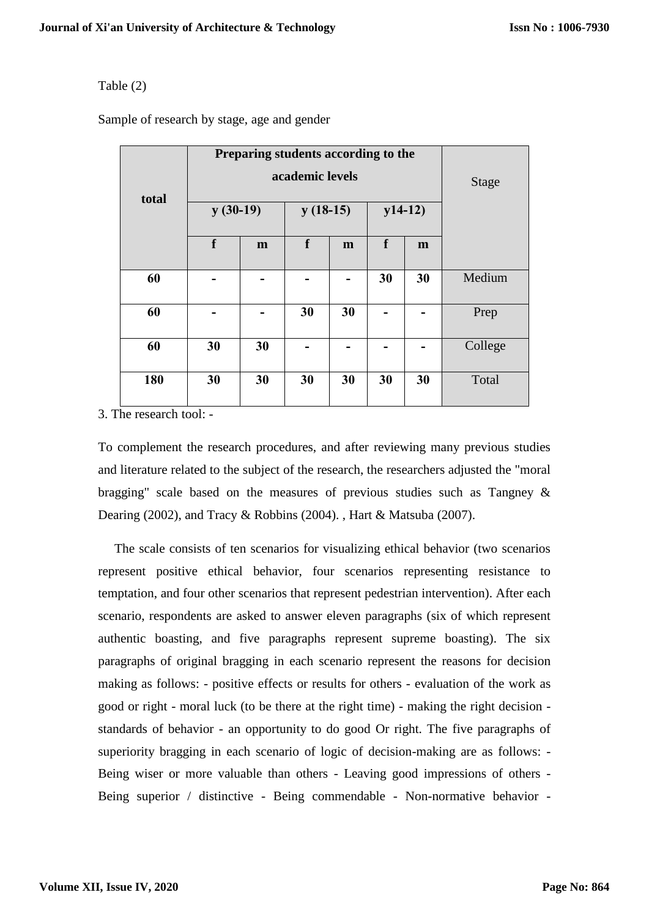Table (2)

Sample of research by stage, age and gender

| total | Preparing students according to the academic levels | | | | | | Stage |
|---|---|---|---|---|---|---|---|
| | y (30-19) | | y (18-15) | | y14-12) | | |
| | f | m | f | m | f | m | |
| 60 | - | - | - | - | 30 | 30 | Medium |
| 60 | - | - | 30 | 30 | - | - | Prep |
| 60 | 30 | 30 | - | - | - | - | College |
| 180 | 30 | 30 | 30 | 30 | 30 | 30 | Total |

3. The research tool: -

To complement the research procedures, and after reviewing many previous studies and literature related to the subject of the research, the researchers adjusted the "moral bragging" scale based on the measures of previous studies such as Tangney & Dearing (2002), and Tracy & Robbins (2004). , Hart & Matsuba (2007).

The scale consists of ten scenarios for visualizing ethical behavior (two scenarios represent positive ethical behavior, four scenarios representing resistance to temptation, and four other scenarios that represent pedestrian intervention). After each scenario, respondents are asked to answer eleven paragraphs (six of which represent authentic boasting, and five paragraphs represent supreme boasting). The six paragraphs of original bragging in each scenario represent the reasons for decision making as follows: - positive effects or results for others - evaluation of the work as good or right - moral luck (to be there at the right time) - making the right decision - standards of behavior - an opportunity to do good Or right. The five paragraphs of superiority bragging in each scenario of logic of decision-making are as follows: - Being wiser or more valuable than others - Leaving good impressions of others - Being superior / distinctive - Being commendable - Non-normative behavior -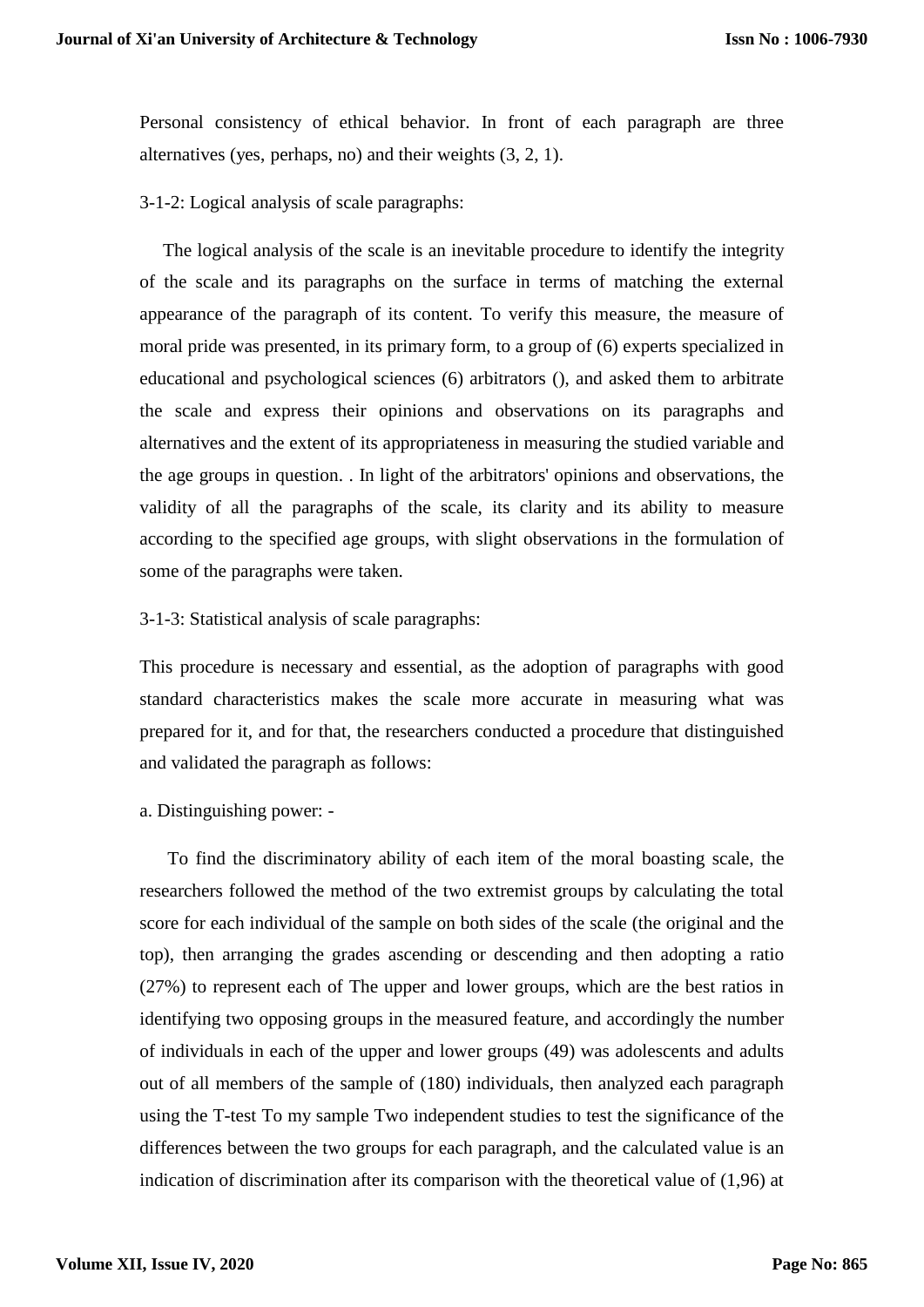Personal consistency of ethical behavior. In front of each paragraph are three alternatives (yes, perhaps, no) and their weights (3, 2, 1).

3-1-2: Logical analysis of scale paragraphs:

The logical analysis of the scale is an inevitable procedure to identify the integrity of the scale and its paragraphs on the surface in terms of matching the external appearance of the paragraph of its content. To verify this measure, the measure of moral pride was presented, in its primary form, to a group of (6) experts specialized in educational and psychological sciences (6) arbitrators (), and asked them to arbitrate the scale and express their opinions and observations on its paragraphs and alternatives and the extent of its appropriateness in measuring the studied variable and the age groups in question. . In light of the arbitrators' opinions and observations, the validity of all the paragraphs of the scale, its clarity and its ability to measure according to the specified age groups, with slight observations in the formulation of some of the paragraphs were taken.

3-1-3: Statistical analysis of scale paragraphs:

This procedure is necessary and essential, as the adoption of paragraphs with good standard characteristics makes the scale more accurate in measuring what was prepared for it, and for that, the researchers conducted a procedure that distinguished and validated the paragraph as follows:

a. Distinguishing power: -

To find the discriminatory ability of each item of the moral boasting scale, the researchers followed the method of the two extremist groups by calculating the total score for each individual of the sample on both sides of the scale (the original and the top), then arranging the grades ascending or descending and then adopting a ratio (27%) to represent each of The upper and lower groups, which are the best ratios in identifying two opposing groups in the measured feature, and accordingly the number of individuals in each of the upper and lower groups (49) was adolescents and adults out of all members of the sample of (180) individuals, then analyzed each paragraph using the T-test To my sample Two independent studies to test the significance of the differences between the two groups for each paragraph, and the calculated value is an indication of discrimination after its comparison with the theoretical value of (1,96) at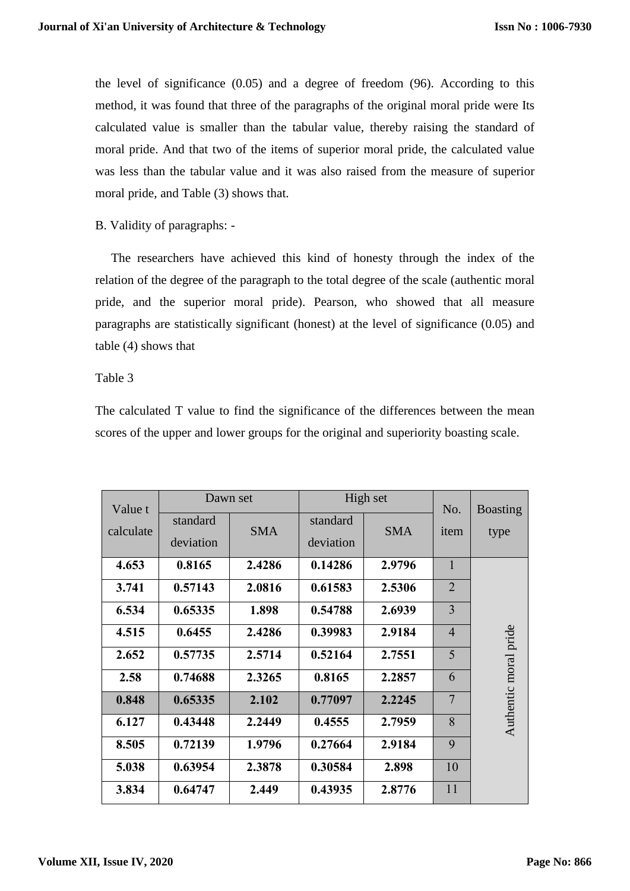the level of significance (0.05) and a degree of freedom (96). According to this method, it was found that three of the paragraphs of the original moral pride were Its calculated value is smaller than the tabular value, thereby raising the standard of moral pride. And that two of the items of superior moral pride, the calculated value was less than the tabular value and it was also raised from the measure of superior moral pride, and Table (3) shows that.

B. Validity of paragraphs: -

The researchers have achieved this kind of honesty through the index of the relation of the degree of the paragraph to the total degree of the scale (authentic moral pride, and the superior moral pride). Pearson, who showed that all measure paragraphs are statistically significant (honest) at the level of significance (0.05) and table (4) shows that

Table 3

The calculated T value to find the significance of the differences between the mean scores of the upper and lower groups for the original and superiority boasting scale.

| Value t calculate | Dawn set | | High set | | No. item | Boasting type |
|---|---|---|---|---|---|---|
| | standard deviation | SMA | standard deviation | SMA | | |
| **4.653** | **0.8165** | **2.4286** | **0.14286** | **2.9796** | 1 | Authentic moral pride |
| **3.741** | **0.57143** | **2.0816** | **0.61583** | **2.5306** | 2 | |
| **6.534** | **0.65335** | **1.898** | **0.54788** | **2.6939** | 3 | |
| **4.515** | **0.6455** | **2.4286** | **0.39983** | **2.9184** | 4 | |
| **2.652** | **0.57735** | **2.5714** | **0.52164** | **2.7551** | 5 | |
| **2.58** | **0.74688** | **2.3265** | **0.8165** | **2.2857** | 6 | |
| **0.848** | **0.65335** | **2.102** | **0.77097** | **2.2245** | 7 | |
| **6.127** | **0.43448** | **2.2449** | **0.4555** | **2.7959** | 8 | |
| **8.505** | **0.72139** | **1.9796** | **0.27664** | **2.9184** | 9 | |
| **5.038** | **0.63954** | **2.3878** | **0.30584** | **2.898** | 10 | |
| **3.834** | **0.64747** | **2.449** | **0.43935** | **2.8776** | 11 | |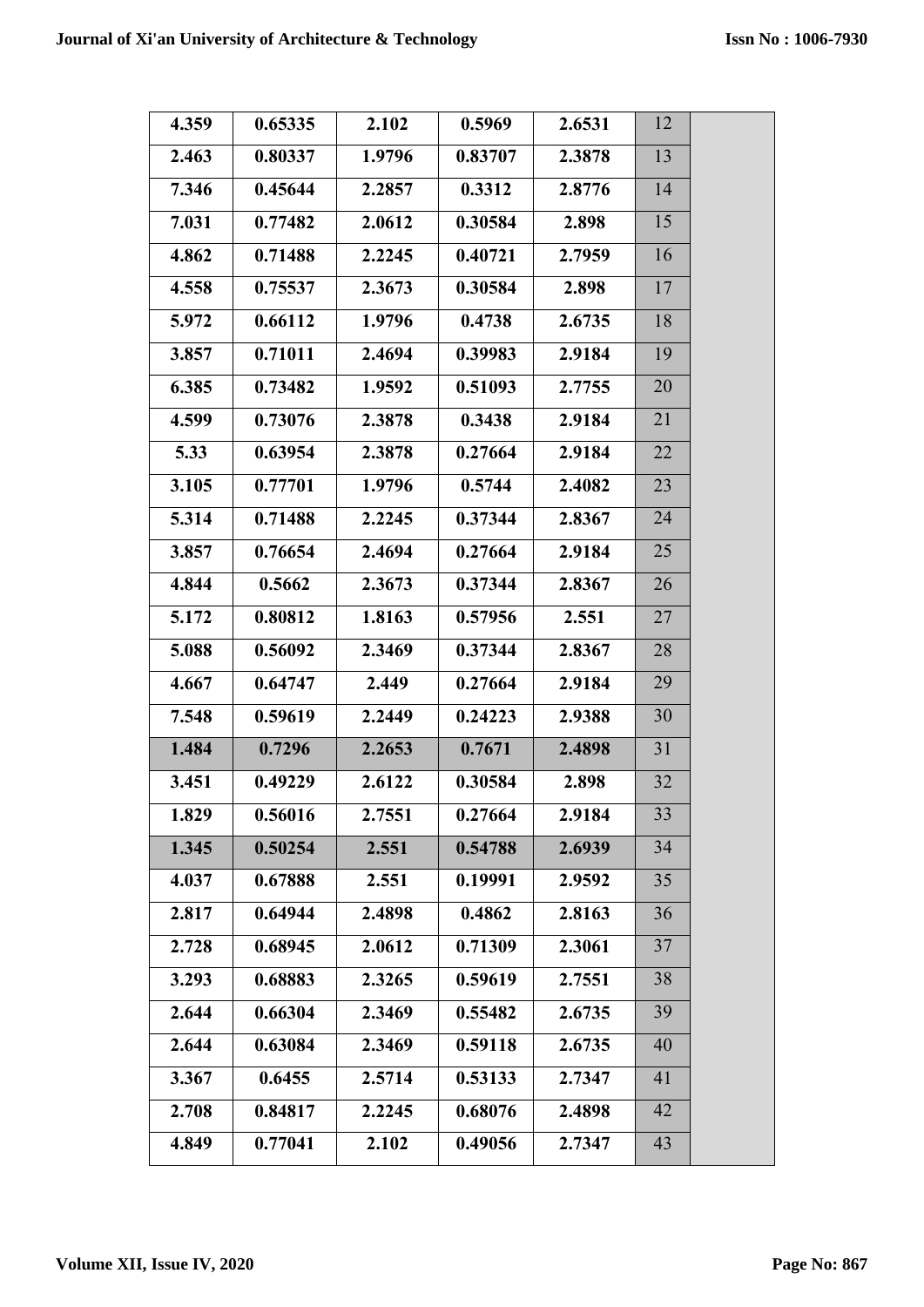| | | | | | | |
|---|---|---|---|---|---|---|
| **4.359** | **0.65335** | **2.102** | **0.5969** | **2.6531** | 12 | |
| **2.463** | **0.80337** | **1.9796** | **0.83707** | **2.3878** | 13 | |
| **7.346** | **0.45644** | **2.2857** | **0.3312** | **2.8776** | 14 | |
| **7.031** | **0.77482** | **2.0612** | **0.30584** | **2.898** | 15 | |
| **4.862** | **0.71488** | **2.2245** | **0.40721** | **2.7959** | 16 | |
| **4.558** | **0.75537** | **2.3673** | **0.30584** | **2.898** | 17 | |
| **5.972** | **0.66112** | **1.9796** | **0.4738** | **2.6735** | 18 | |
| **3.857** | **0.71011** | **2.4694** | **0.39983** | **2.9184** | 19 | |
| **6.385** | **0.73482** | **1.9592** | **0.51093** | **2.7755** | 20 | |
| **4.599** | **0.73076** | **2.3878** | **0.3438** | **2.9184** | 21 | |
| **5.33** | **0.63954** | **2.3878** | **0.27664** | **2.9184** | 22 | |
| **3.105** | **0.77701** | **1.9796** | **0.5744** | **2.4082** | 23 | |
| **5.314** | **0.71488** | **2.2245** | **0.37344** | **2.8367** | 24 | |
| **3.857** | **0.76654** | **2.4694** | **0.27664** | **2.9184** | 25 | |
| **4.844** | **0.5662** | **2.3673** | **0.37344** | **2.8367** | 26 | |
| **5.172** | **0.80812** | **1.8163** | **0.57956** | **2.551** | 27 | |
| **5.088** | **0.56092** | **2.3469** | **0.37344** | **2.8367** | 28 | |
| **4.667** | **0.64747** | **2.449** | **0.27664** | **2.9184** | 29 | |
| **7.548** | **0.59619** | **2.2449** | **0.24223** | **2.9388** | 30 | |
| **1.484** | **0.7296** | **2.2653** | **0.7671** | **2.4898** | 31 | |
| **3.451** | **0.49229** | **2.6122** | **0.30584** | **2.898** | 32 | |
| **1.829** | **0.56016** | **2.7551** | **0.27664** | **2.9184** | 33 | |
| **1.345** | **0.50254** | **2.551** | **0.54788** | **2.6939** | 34 | |
| **4.037** | **0.67888** | **2.551** | **0.19991** | **2.9592** | 35 | |
| **2.817** | **0.64944** | **2.4898** | **0.4862** | **2.8163** | 36 | |
| **2.728** | **0.68945** | **2.0612** | **0.71309** | **2.3061** | 37 | |
| **3.293** | **0.68883** | **2.3265** | **0.59619** | **2.7551** | 38 | |
| **2.644** | **0.66304** | **2.3469** | **0.55482** | **2.6735** | 39 | |
| **2.644** | **0.63084** | **2.3469** | **0.59118** | **2.6735** | 40 | |
| **3.367** | **0.6455** | **2.5714** | **0.53133** | **2.7347** | 41 | |
| **2.708** | **0.84817** | **2.2245** | **0.68076** | **2.4898** | 42 | |
| **4.849** | **0.77041** | **2.102** | **0.49056** | **2.7347** | 43 | |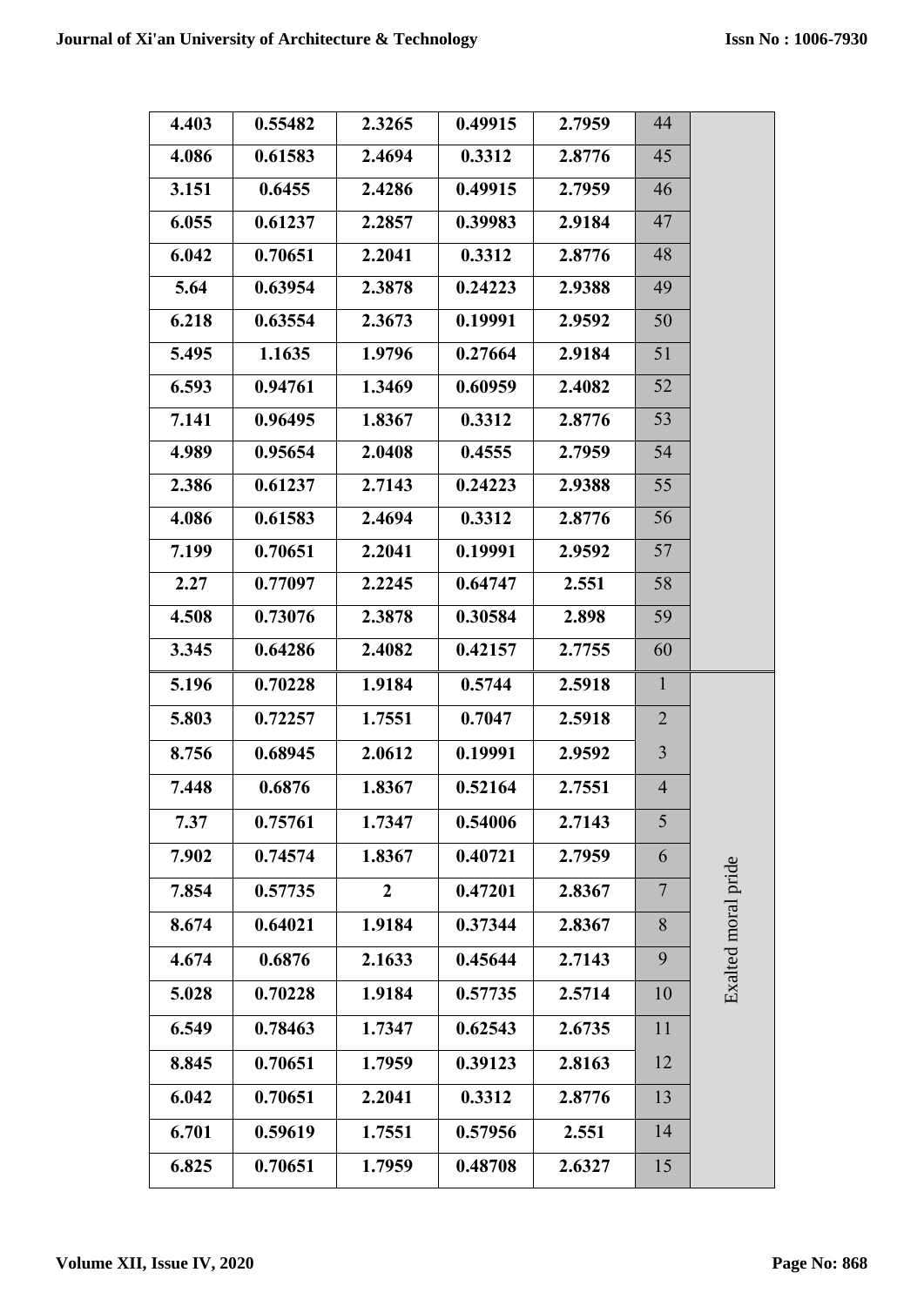| | | | | | | |
|---|---|---|---|---|---|---|
| **4.403** | **0.55482** | **2.3265** | **0.49915** | **2.7959** | 44 | |
| **4.086** | **0.61583** | **2.4694** | **0.3312** | **2.8776** | 45 | |
| **3.151** | **0.6455** | **2.4286** | **0.49915** | **2.7959** | 46 | |
| **6.055** | **0.61237** | **2.2857** | **0.39983** | **2.9184** | 47 | |
| **6.042** | **0.70651** | **2.2041** | **0.3312** | **2.8776** | 48 | |
| **5.64** | **0.63954** | **2.3878** | **0.24223** | **2.9388** | 49 | |
| **6.218** | **0.63554** | **2.3673** | **0.19991** | **2.9592** | 50 | |
| **5.495** | **1.1635** | **1.9796** | **0.27664** | **2.9184** | 51 | |
| **6.593** | **0.94761** | **1.3469** | **0.60959** | **2.4082** | 52 | |
| **7.141** | **0.96495** | **1.8367** | **0.3312** | **2.8776** | 53 | |
| **4.989** | **0.95654** | **2.0408** | **0.4555** | **2.7959** | 54 | |
| **2.386** | **0.61237** | **2.7143** | **0.24223** | **2.9388** | 55 | |
| **4.086** | **0.61583** | **2.4694** | **0.3312** | **2.8776** | 56 | |
| **7.199** | **0.70651** | **2.2041** | **0.19991** | **2.9592** | 57 | |
| **2.27** | **0.77097** | **2.2245** | **0.64747** | **2.551** | 58 | |
| **4.508** | **0.73076** | **2.3878** | **0.30584** | **2.898** | 59 | |
| **3.345** | **0.64286** | **2.4082** | **0.42157** | **2.7755** | 60 | |
| **5.196** | **0.70228** | **1.9184** | **0.5744** | **2.5918** | 1 | Exalted moral pride |
| **5.803** | **0.72257** | **1.7551** | **0.7047** | **2.5918** | 2 | |
| **8.756** | **0.68945** | **2.0612** | **0.19991** | **2.9592** | 3 | |
| **7.448** | **0.6876** | **1.8367** | **0.52164** | **2.7551** | 4 | |
| **7.37** | **0.75761** | **1.7347** | **0.54006** | **2.7143** | 5 | |
| **7.902** | **0.74574** | **1.8367** | **0.40721** | **2.7959** | 6 | |
| **7.854** | **0.57735** | **2** | **0.47201** | **2.8367** | 7 | |
| **8.674** | **0.64021** | **1.9184** | **0.37344** | **2.8367** | 8 | |
| **4.674** | **0.6876** | **2.1633** | **0.45644** | **2.7143** | 9 | |
| **5.028** | **0.70228** | **1.9184** | **0.57735** | **2.5714** | 10 | |
| **6.549** | **0.78463** | **1.7347** | **0.62543** | **2.6735** | 11 | |
| **8.845** | **0.70651** | **1.7959** | **0.39123** | **2.8163** | 12 | |
| **6.042** | **0.70651** | **2.2041** | **0.3312** | **2.8776** | 13 | |
| **6.701** | **0.59619** | **1.7551** | **0.57956** | **2.551** | 14 | |
| **6.825** | **0.70651** | **1.7959** | **0.48708** | **2.6327** | 15 | |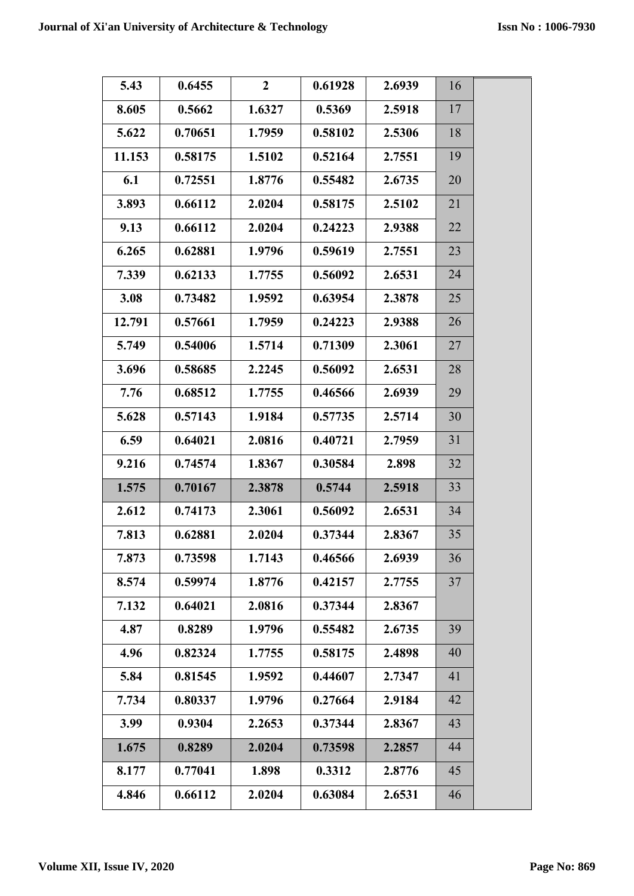| | | | | | | |
|---|---|---|---|---|---|---|
| **5.43** | **0.6455** | **2** | **0.61928** | **2.6939** | 16 | |
| **8.605** | **0.5662** | **1.6327** | **0.5369** | **2.5918** | 17 | |
| **5.622** | **0.70651** | **1.7959** | **0.58102** | **2.5306** | 18 | |
| **11.153** | **0.58175** | **1.5102** | **0.52164** | **2.7551** | 19 | |
| **6.1** | **0.72551** | **1.8776** | **0.55482** | **2.6735** | 20 | |
| **3.893** | **0.66112** | **2.0204** | **0.58175** | **2.5102** | 21 | |
| **9.13** | **0.66112** | **2.0204** | **0.24223** | **2.9388** | 22 | |
| **6.265** | **0.62881** | **1.9796** | **0.59619** | **2.7551** | 23 | |
| **7.339** | **0.62133** | **1.7755** | **0.56092** | **2.6531** | 24 | |
| **3.08** | **0.73482** | **1.9592** | **0.63954** | **2.3878** | 25 | |
| **12.791** | **0.57661** | **1.7959** | **0.24223** | **2.9388** | 26 | |
| **5.749** | **0.54006** | **1.5714** | **0.71309** | **2.3061** | 27 | |
| **3.696** | **0.58685** | **2.2245** | **0.56092** | **2.6531** | 28 | |
| **7.76** | **0.68512** | **1.7755** | **0.46566** | **2.6939** | 29 | |
| **5.628** | **0.57143** | **1.9184** | **0.57735** | **2.5714** | 30 | |
| **6.59** | **0.64021** | **2.0816** | **0.40721** | **2.7959** | 31 | |
| **9.216** | **0.74574** | **1.8367** | **0.30584** | **2.898** | 32 | |
| **1.575** | **0.70167** | **2.3878** | **0.5744** | **2.5918** | 33 | |
| **2.612** | **0.74173** | **2.3061** | **0.56092** | **2.6531** | 34 | |
| **7.813** | **0.62881** | **2.0204** | **0.37344** | **2.8367** | 35 | |
| **7.873** | **0.73598** | **1.7143** | **0.46566** | **2.6939** | 36 | |
| **8.574** | **0.59974** | **1.8776** | **0.42157** | **2.7755** | 37 | |
| **7.132** | **0.64021** | **2.0816** | **0.37344** | **2.8367** | | |
| **4.87** | **0.8289** | **1.9796** | **0.55482** | **2.6735** | 39 | |
| **4.96** | **0.82324** | **1.7755** | **0.58175** | **2.4898** | 40 | |
| **5.84** | **0.81545** | **1.9592** | **0.44607** | **2.7347** | 41 | |
| **7.734** | **0.80337** | **1.9796** | **0.27664** | **2.9184** | 42 | |
| **3.99** | **0.9304** | **2.2653** | **0.37344** | **2.8367** | 43 | |
| **1.675** | **0.8289** | **2.0204** | **0.73598** | **2.2857** | 44 | |
| **8.177** | **0.77041** | **1.898** | **0.3312** | **2.8776** | 45 | |
| **4.846** | **0.66112** | **2.0204** | **0.63084** | **2.6531** | 46 | |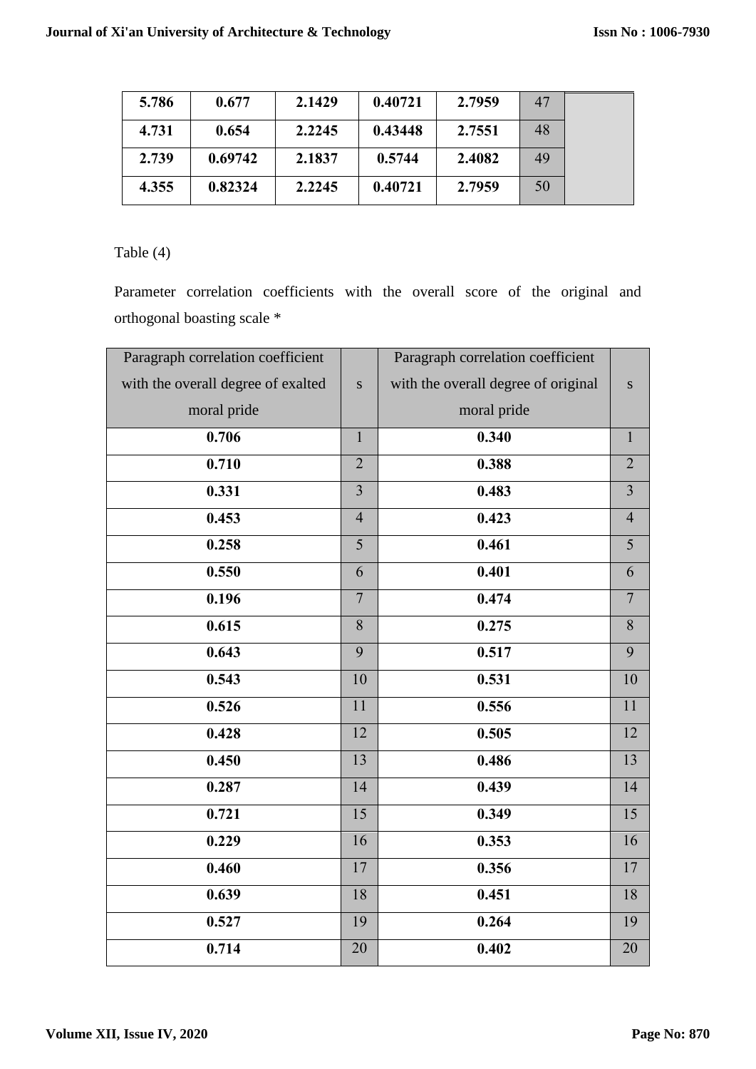| | | | | | | |
|---|---|---|---|---|---|---|
| **5.786** | **0.677** | **2.1429** | **0.40721** | **2.7959** | 47 | |
| **4.731** | **0.654** | **2.2245** | **0.43448** | **2.7551** | 48 | |
| **2.739** | **0.69742** | **2.1837** | **0.5744** | **2.4082** | 49 | |
| **4.355** | **0.82324** | **2.2245** | **0.40721** | **2.7959** | 50 | |

Table (4)

Parameter correlation coefficients with the overall score of the original and orthogonal boasting scale *

| Paragraph correlation coefficient with the overall degree of exalted moral pride | s | Paragraph correlation coefficient with the overall degree of original moral pride | s |
|---|---|---|---|
| **0.706** | 1 | **0.340** | 1 |
| **0.710** | 2 | **0.388** | 2 |
| **0.331** | 3 | **0.483** | 3 |
| **0.453** | 4 | **0.423** | 4 |
| **0.258** | 5 | **0.461** | 5 |
| **0.550** | 6 | **0.401** | 6 |
| **0.196** | 7 | **0.474** | 7 |
| **0.615** | 8 | **0.275** | 8 |
| **0.643** | 9 | **0.517** | 9 |
| **0.543** | 10 | **0.531** | 10 |
| **0.526** | 11 | **0.556** | 11 |
| **0.428** | 12 | **0.505** | 12 |
| **0.450** | 13 | **0.486** | 13 |
| **0.287** | 14 | **0.439** | 14 |
| **0.721** | 15 | **0.349** | 15 |
| **0.229** | 16 | **0.353** | 16 |
| **0.460** | 17 | **0.356** | 17 |
| **0.639** | 18 | **0.451** | 18 |
| **0.527** | 19 | **0.264** | 19 |
| **0.714** | 20 | **0.402** | 20 |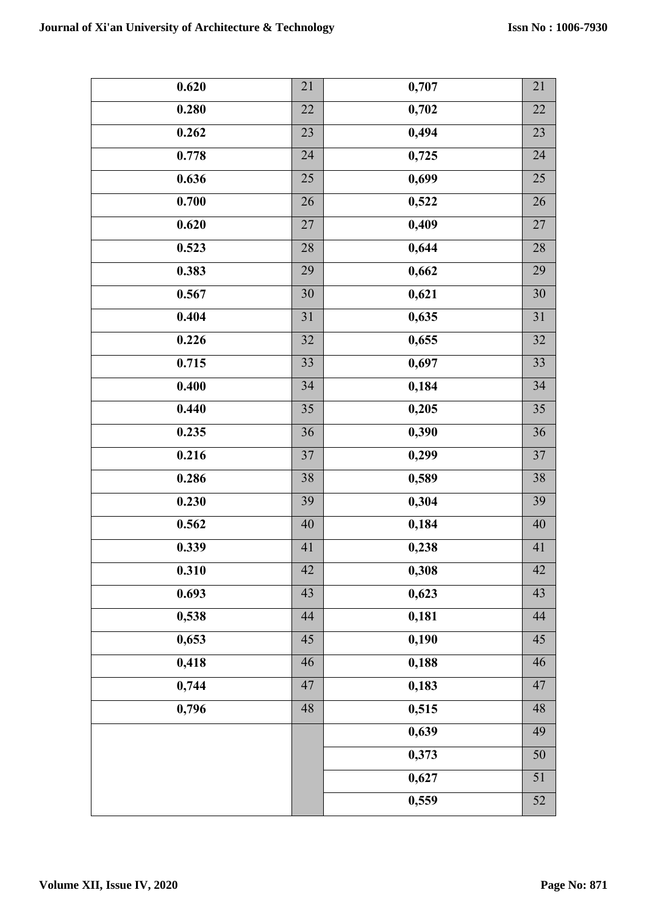| | | | |
|---|---|---|---|
| **0.620** | 21 | **0,707** | 21 |
| **0.280** | 22 | **0,702** | 22 |
| **0.262** | 23 | **0,494** | 23 |
| **0.778** | 24 | **0,725** | 24 |
| **0.636** | 25 | **0,699** | 25 |
| **0.700** | 26 | **0,522** | 26 |
| **0.620** | 27 | **0,409** | 27 |
| **0.523** | 28 | **0,644** | 28 |
| **0.383** | 29 | **0,662** | 29 |
| **0.567** | 30 | **0,621** | 30 |
| **0.404** | 31 | **0,635** | 31 |
| **0.226** | 32 | **0,655** | 32 |
| **0.715** | 33 | **0,697** | 33 |
| **0.400** | 34 | **0,184** | 34 |
| **0.440** | 35 | **0,205** | 35 |
| **0.235** | 36 | **0,390** | 36 |
| **0.216** | 37 | **0,299** | 37 |
| **0.286** | 38 | **0,589** | 38 |
| **0.230** | 39 | **0,304** | 39 |
| **0.562** | 40 | **0,184** | 40 |
| **0.339** | 41 | **0,238** | 41 |
| **0.310** | 42 | **0,308** | 42 |
| **0.693** | 43 | **0,623** | 43 |
| **0,538** | 44 | **0,181** | 44 |
| **0,653** | 45 | **0,190** | 45 |
| **0,418** | 46 | **0,188** | 46 |
| **0,744** | 47 | **0,183** | 47 |
| **0,796** | 48 | **0,515** | 48 |
| | | **0,639** | 49 |
| | | **0,373** | 50 |
| | | **0,627** | 51 |
| | | **0,559** | 52 |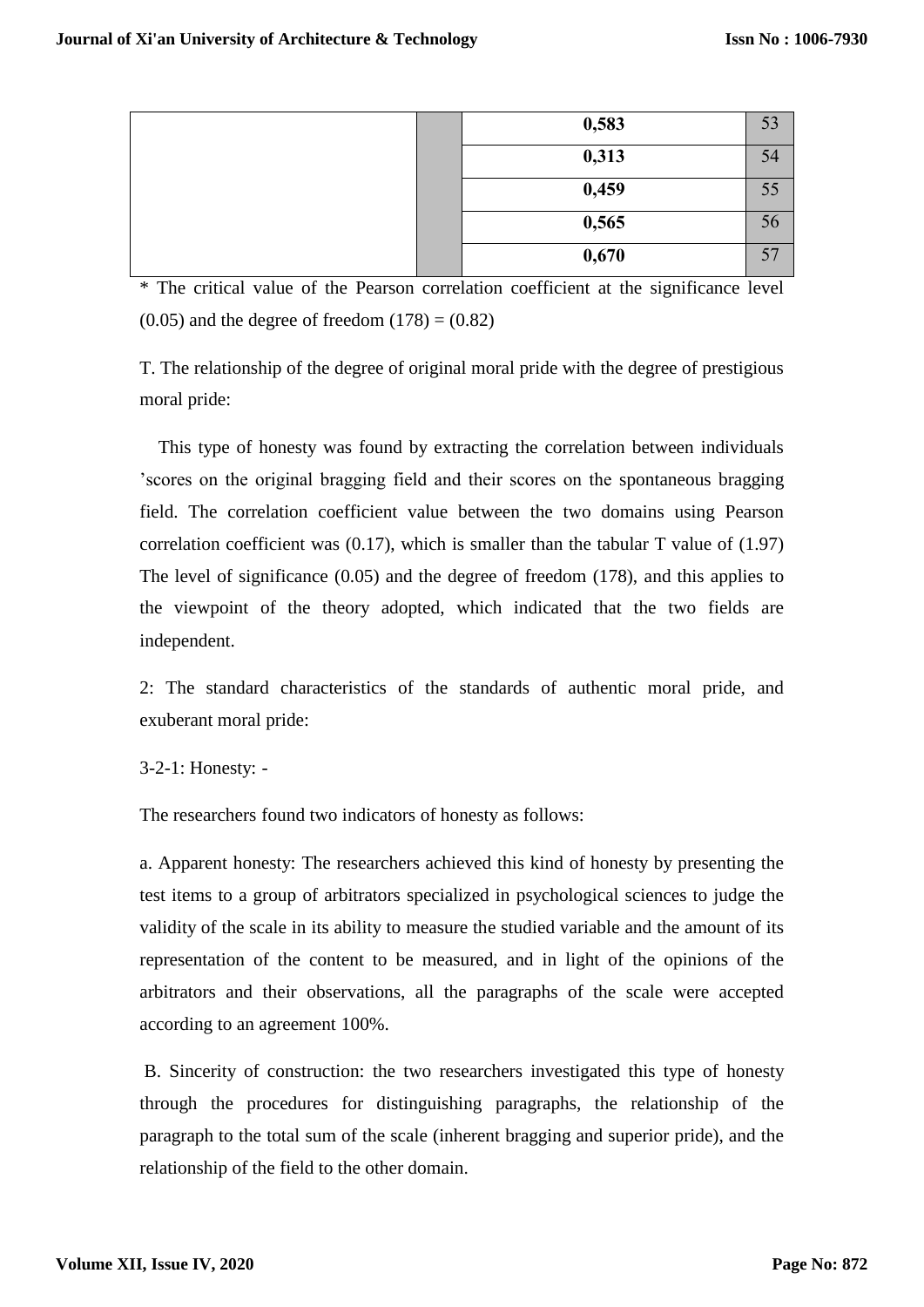| | | | |
|---|---|---|---|
| | | **0,583** | 53 |
| | | **0,313** | 54 |
| | | **0,459** | 55 |
| | | **0,565** | 56 |
| | | **0,670** | 57 |

* The critical value of the Pearson correlation coefficient at the significance level (0.05) and the degree of freedom (178) = (0.82)

T. The relationship of the degree of original moral pride with the degree of prestigious moral pride:

This type of honesty was found by extracting the correlation between individuals 'scores on the original bragging field and their scores on the spontaneous bragging field. The correlation coefficient value between the two domains using Pearson correlation coefficient was (0.17), which is smaller than the tabular T value of (1.97) The level of significance (0.05) and the degree of freedom (178), and this applies to the viewpoint of the theory adopted, which indicated that the two fields are independent.

2: The standard characteristics of the standards of authentic moral pride, and exuberant moral pride:

3-2-1: Honesty: -

The researchers found two indicators of honesty as follows:

a. Apparent honesty: The researchers achieved this kind of honesty by presenting the test items to a group of arbitrators specialized in psychological sciences to judge the validity of the scale in its ability to measure the studied variable and the amount of its representation of the content to be measured, and in light of the opinions of the arbitrators and their observations, all the paragraphs of the scale were accepted according to an agreement 100%.

B. Sincerity of construction: the two researchers investigated this type of honesty through the procedures for distinguishing paragraphs, the relationship of the paragraph to the total sum of the scale (inherent bragging and superior pride), and the relationship of the field to the other domain.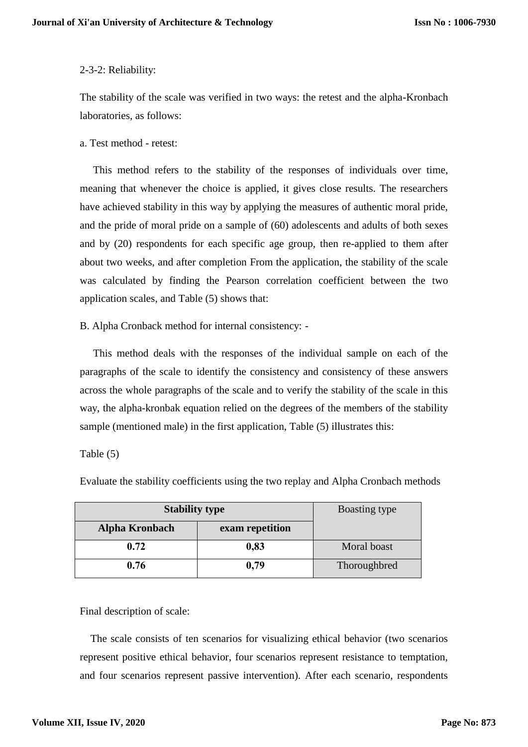2-3-2: Reliability:

The stability of the scale was verified in two ways: the retest and the alpha-Kronbach laboratories, as follows:

a. Test method - retest:

This method refers to the stability of the responses of individuals over time, meaning that whenever the choice is applied, it gives close results. The researchers have achieved stability in this way by applying the measures of authentic moral pride, and the pride of moral pride on a sample of (60) adolescents and adults of both sexes and by (20) respondents for each specific age group, then re-applied to them after about two weeks, and after completion From the application, the stability of the scale was calculated by finding the Pearson correlation coefficient between the two application scales, and Table (5) shows that:

B. Alpha Cronback method for internal consistency: -

This method deals with the responses of the individual sample on each of the paragraphs of the scale to identify the consistency and consistency of these answers across the whole paragraphs of the scale and to verify the stability of the scale in this way, the alpha-kronbak equation relied on the degrees of the members of the stability sample (mentioned male) in the first application, Table (5) illustrates this:

Table (5)

Evaluate the stability coefficients using the two replay and Alpha Cronbach methods

| **Stability type** | | Boasting type |
|---|---|---|
| **Alpha Kronbach** | **exam repetition** | |
| **0.72** | **0,83** | Moral boast |
| **0.76** | **0,79** | Thoroughbred |

Final description of scale:

The scale consists of ten scenarios for visualizing ethical behavior (two scenarios represent positive ethical behavior, four scenarios represent resistance to temptation, and four scenarios represent passive intervention). After each scenario, respondents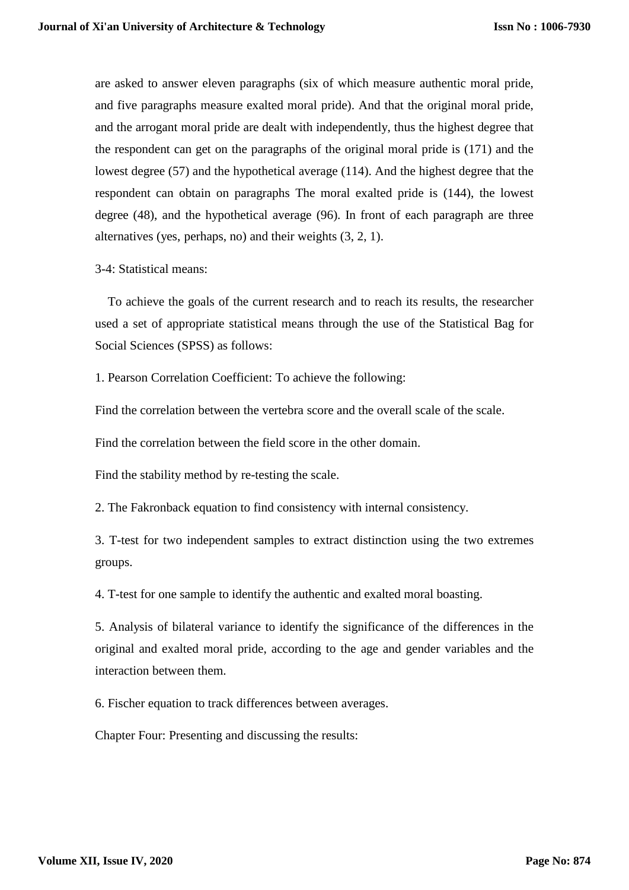are asked to answer eleven paragraphs (six of which measure authentic moral pride, and five paragraphs measure exalted moral pride). And that the original moral pride, and the arrogant moral pride are dealt with independently, thus the highest degree that the respondent can get on the paragraphs of the original moral pride is (171) and the lowest degree (57) and the hypothetical average (114). And the highest degree that the respondent can obtain on paragraphs The moral exalted pride is (144), the lowest degree (48), and the hypothetical average (96). In front of each paragraph are three alternatives (yes, perhaps, no) and their weights (3, 2, 1).

3-4: Statistical means:

To achieve the goals of the current research and to reach its results, the researcher used a set of appropriate statistical means through the use of the Statistical Bag for Social Sciences (SPSS) as follows:

1. Pearson Correlation Coefficient: To achieve the following:

Find the correlation between the vertebra score and the overall scale of the scale.

Find the correlation between the field score in the other domain.

Find the stability method by re-testing the scale.

2. The Fakronback equation to find consistency with internal consistency.

3. T-test for two independent samples to extract distinction using the two extremes groups.

4. T-test for one sample to identify the authentic and exalted moral boasting.

5. Analysis of bilateral variance to identify the significance of the differences in the original and exalted moral pride, according to the age and gender variables and the interaction between them.

6. Fischer equation to track differences between averages.

Chapter Four: Presenting and discussing the results: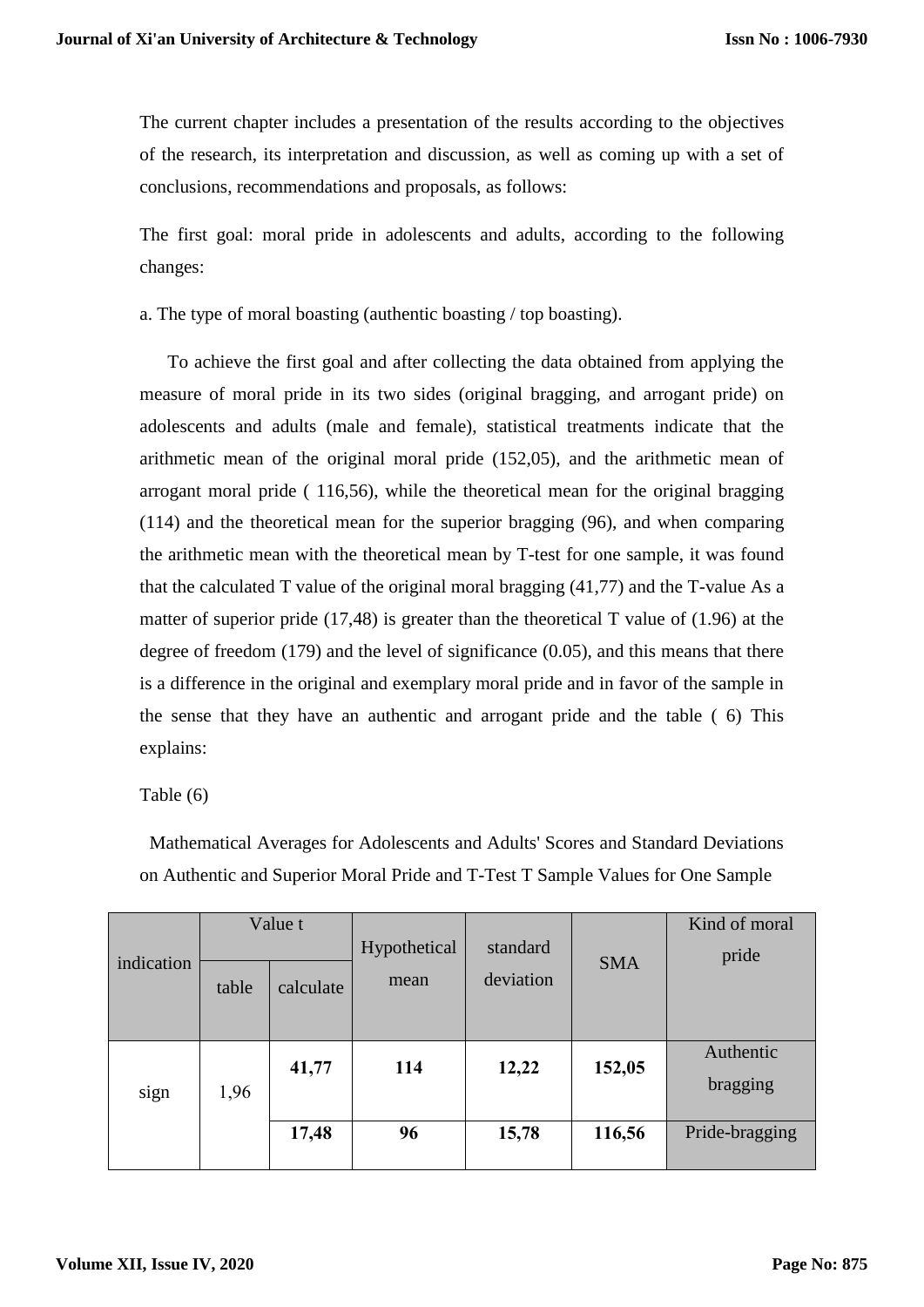The current chapter includes a presentation of the results according to the objectives of the research, its interpretation and discussion, as well as coming up with a set of conclusions, recommendations and proposals, as follows:

The first goal: moral pride in adolescents and adults, according to the following changes:

a. The type of moral boasting (authentic boasting / top boasting).

To achieve the first goal and after collecting the data obtained from applying the measure of moral pride in its two sides (original bragging, and arrogant pride) on adolescents and adults (male and female), statistical treatments indicate that the arithmetic mean of the original moral pride (152,05), and the arithmetic mean of arrogant moral pride ( 116,56), while the theoretical mean for the original bragging (114) and the theoretical mean for the superior bragging (96), and when comparing the arithmetic mean with the theoretical mean by T-test for one sample, it was found that the calculated T value of the original moral bragging (41,77) and the T-value As a matter of superior pride (17,48) is greater than the theoretical T value of (1.96) at the degree of freedom (179) and the level of significance (0.05), and this means that there is a difference in the original and exemplary moral pride and in favor of the sample in the sense that they have an authentic and arrogant pride and the table ( 6) This explains:

Table (6)

Mathematical Averages for Adolescents and Adults' Scores and Standard Deviations on Authentic and Superior Moral Pride and T-Test T Sample Values for One Sample

| indication | Value t | | Hypothetical mean | standard deviation | SMA | Kind of moral pride |
|---|---|---|---|---|---|---|
| | table | calculate | | | | |
| sign | 1,96 | **41,77** | **114** | **12,22** | **152,05** | Authentic bragging |
| | | **17,48** | **96** | **15,78** | **116,56** | Pride-bragging |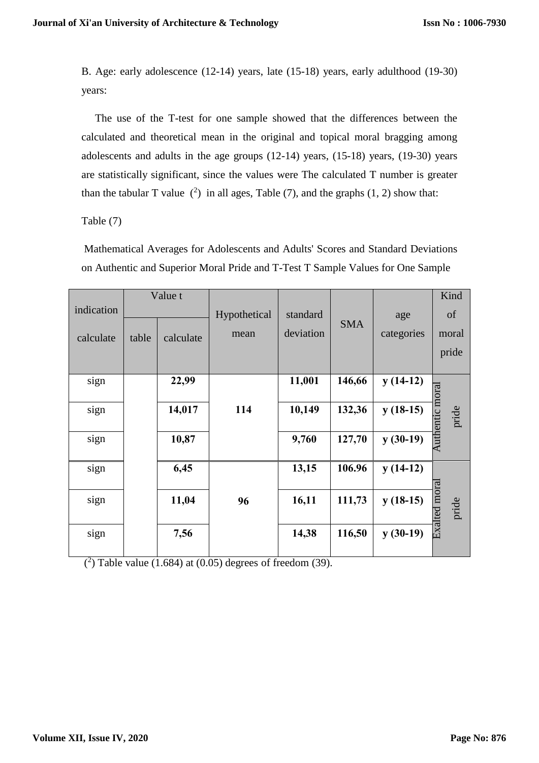B. Age: early adolescence (12-14) years, late (15-18) years, early adulthood (19-30) years:

The use of the T-test for one sample showed that the differences between the calculated and theoretical mean in the original and topical moral bragging among adolescents and adults in the age groups (12-14) years, (15-18) years, (19-30) years are statistically significant, since the values were The calculated T number is greater than the tabular T value (2) in all ages, Table (7), and the graphs (1, 2) show that:

Table (7)

Mathematical Averages for Adolescents and Adults' Scores and Standard Deviations on Authentic and Superior Moral Pride and T-Test T Sample Values for One Sample

| indication | Value t | | Hypothetical | standard | SMA | age | Kind of moral pride |
|---|---|---|---|---|---|---|---|
| calculate | table | calculate | mean | deviation | | categories | |
| sign | | **22,99** | **114** | **11,001** | **146,66** | **y (14-12)** | Authentic moral pride |
| sign | | **14,017** | | **10,149** | **132,36** | **y (18-15)** | |
| sign | | **10,87** | | **9,760** | **127,70** | **y (30-19)** | |
| sign | | **6,45** | **96** | **13,15** | **106.96** | **y (14-12)** | Exalted moral pride |
| sign | | **11,04** | | **16,11** | **111,73** | **y (18-15)** | |
| sign | | **7,56** | | **14,38** | **116,50** | **y (30-19)** | |

(2) Table value (1.684) at (0.05) degrees of freedom (39).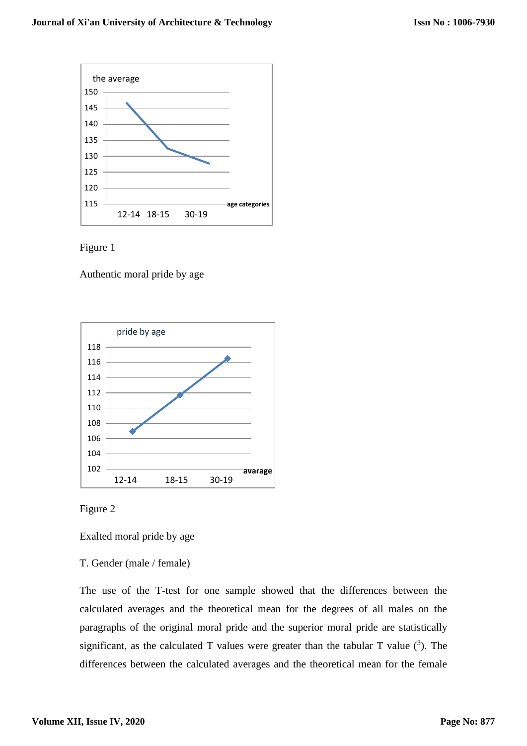Figure 1

Authentic moral pride by age

Figure 2

Exalted moral pride by age

T. Gender (male / female)

The use of the T-test for one sample showed that the differences between the calculated averages and the theoretical mean for the degrees of all males on the paragraphs of the original moral pride and the superior moral pride are statistically significant, as the calculated T values were greater than the tabular T value ([3]). The differences between the calculated averages and the theoretical mean for the female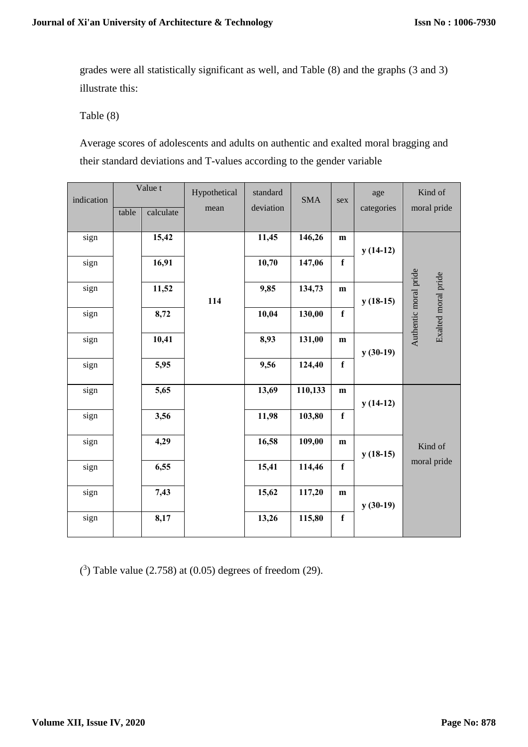grades were all statistically significant as well, and Table (8) and the graphs (3 and 3) illustrate this:

Table (8)

Average scores of adolescents and adults on authentic and exalted moral bragging and their standard deviations and T-values according to the gender variable

| indication | Value t | | Hypothetical mean | standard deviation | SMA | sex | age categories | Kind of moral pride |
|---|---|---|---|---|---|---|---|---|
| | table | calculate | | | | | | |
| sign | | **15,42** | **114** | **11,45** | **146,26** | **m** | **y (14-12)** | Authentic moral pride / Exalted moral pride |
| sign | | **16,91** | | **10,70** | **147,06** | **f** | | |
| sign | | **11,52** | | **9,85** | **134,73** | **m** | **y (18-15)** | |
| sign | | **8,72** | | **10,04** | **130,00** | **f** | | |
| sign | | **10,41** | | **8,93** | **131,00** | **m** | **y (30-19)** | |
| sign | | **5,95** | | **9,56** | **124,40** | **f** | | |
| sign | | **5,65** | | **13,69** | **110,133** | **m** | **y (14-12)** | Kind of moral pride |
| sign | | **3,56** | | **11,98** | **103,80** | **f** | | |
| sign | | **4,29** | | **16,58** | **109,00** | **m** | **y (18-15)** | |
| sign | | **6,55** | | **15,41** | **114,46** | **f** | | |
| sign | | **7,43** | | **15,62** | **117,20** | **m** | **y (30-19)** | |
| sign | | **8,17** | | **13,26** | **115,80** | **f** | | |

([3]) Table value (2.758) at (0.05) degrees of freedom (29).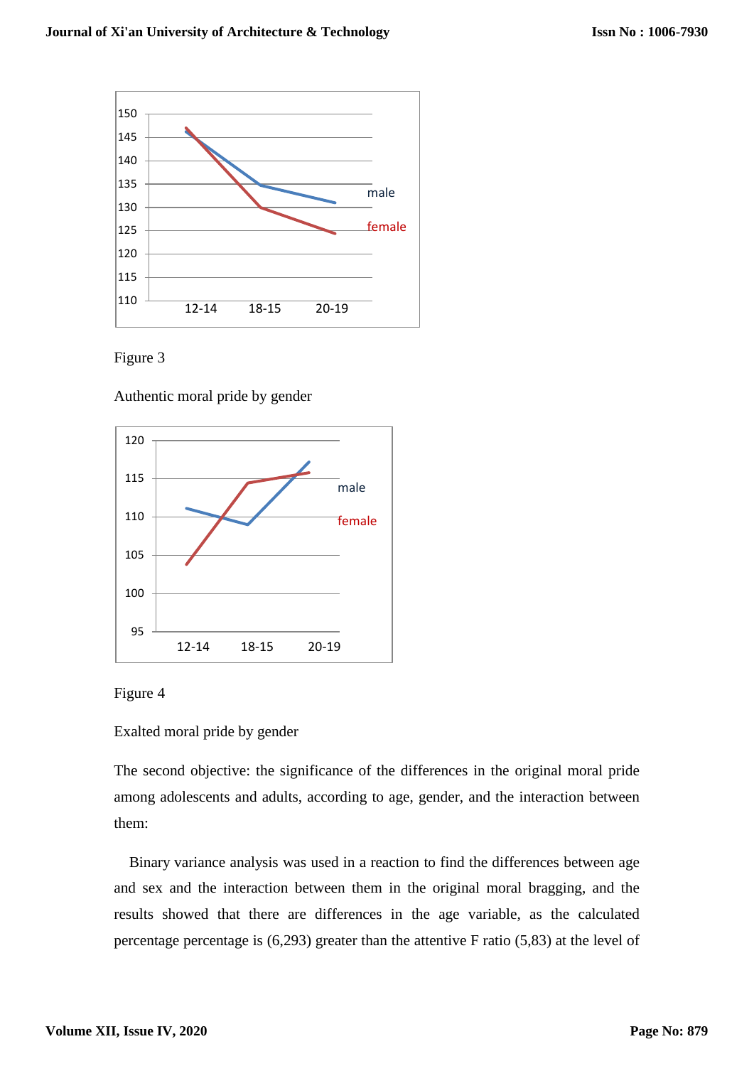Figure 3

Authentic moral pride by gender

Figure 4

Exalted moral pride by gender

The second objective: the significance of the differences in the original moral pride among adolescents and adults, according to age, gender, and the interaction between them:

Binary variance analysis was used in a reaction to find the differences between age and sex and the interaction between them in the original moral bragging, and the results showed that there are differences in the age variable, as the calculated percentage percentage is (6,293) greater than the attentive F ratio (5,83) at the level of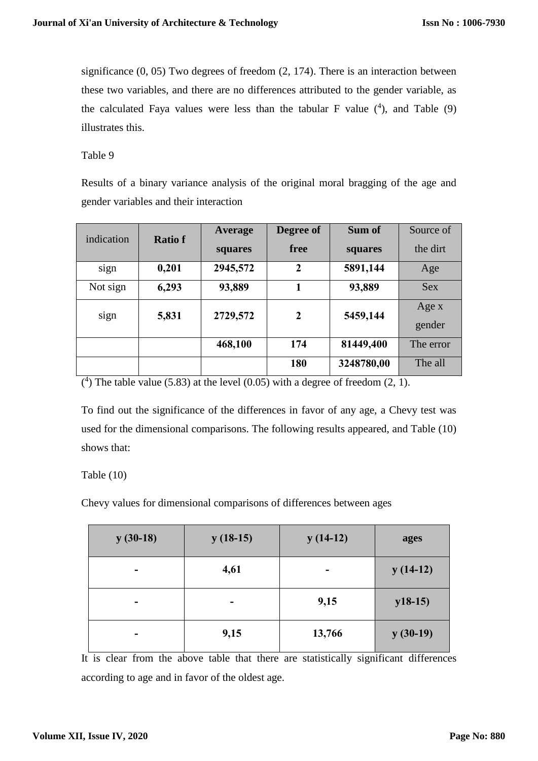significance (0, 05) Two degrees of freedom (2, 174). There is an interaction between these two variables, and there are no differences attributed to the gender variable, as the calculated Faya values were less than the tabular F value [4], and Table (9) illustrates this.

Table 9

Results of a binary variance analysis of the original moral bragging of the age and gender variables and their interaction

| indication | **Ratio f** | **Average squares** | **Degree of free** | **Sum of squares** | Source of the dirt |
|---|---|---|---|---|---|
| sign | **0,201** | **2945,572** | **2** | **5891,144** | Age |
| Not sign | **6,293** | **93,889** | **1** | **93,889** | Sex |
| sign | **5,831** | **2729,572** | **2** | **5459,144** | Age x gender |
| | | **468,100** | **174** | **81449,400** | The error |
| | | | **180** | **3248780,00** | The all |

[4] The table value (5.83) at the level (0.05) with a degree of freedom (2, 1).

To find out the significance of the differences in favor of any age, a Chevy test was used for the dimensional comparisons. The following results appeared, and Table (10) shows that:

Table (10)

Chevy values for dimensional comparisons of differences between ages

| **y (30-18)** | **y (18-15)** | **y (14-12)** | **ages** |
|---|---|---|---|
| **-** | **4,61** | **-** | **y (14-12)** |
| **-** | **-** | **9,15** | **y18-15)** |
| **-** | **9,15** | **13,766** | **y (30-19)** |

It is clear from the above table that there are statistically significant differences according to age and in favor of the oldest age.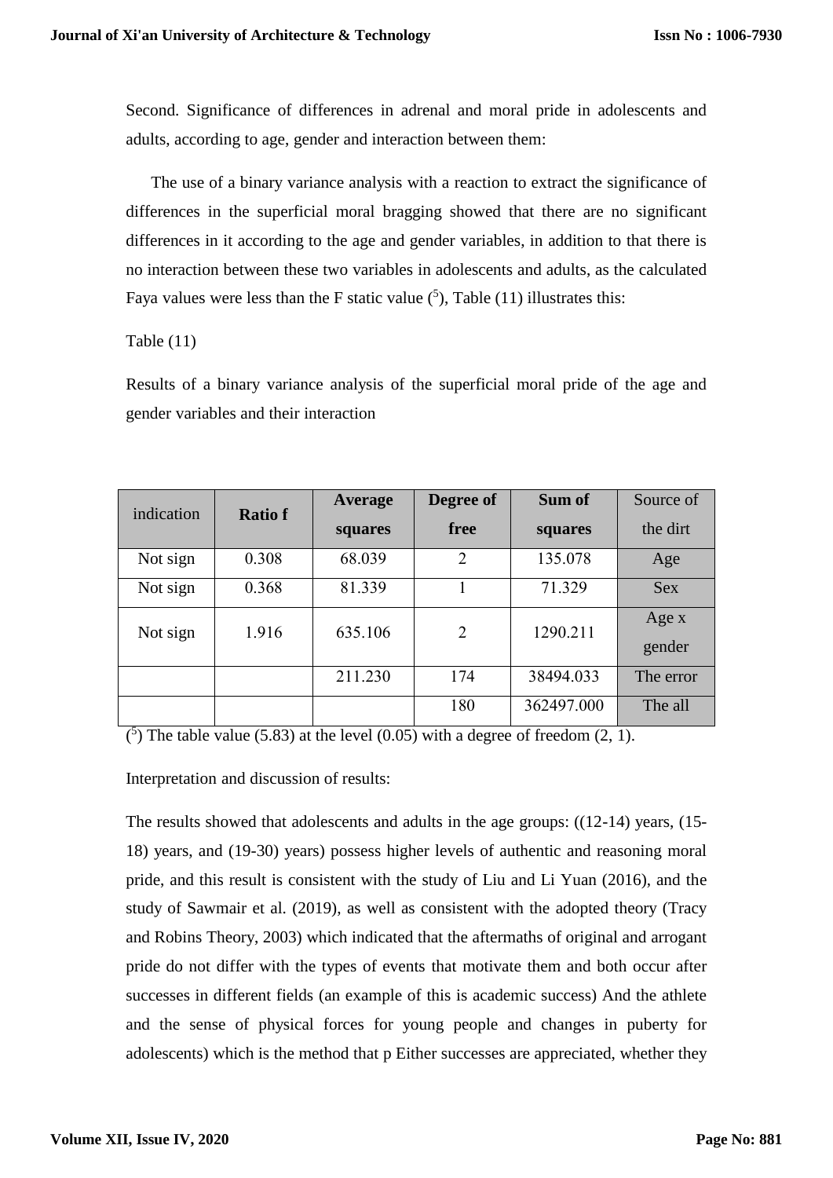Second. Significance of differences in adrenal and moral pride in adolescents and adults, according to age, gender and interaction between them:

The use of a binary variance analysis with a reaction to extract the significance of differences in the superficial moral bragging showed that there are no significant differences in it according to the age and gender variables, in addition to that there is no interaction between these two variables in adolescents and adults, as the calculated Faya values were less than the F static value ([5]), Table (11) illustrates this:

Table (11)

Results of a binary variance analysis of the superficial moral pride of the age and gender variables and their interaction

| indication | Ratio f | Average squares | Degree of free | Sum of squares | Source of the dirt |
|---|---|---|---|---|---|
| Not sign | 0.308 | 68.039 | 2 | 135.078 | Age |
| Not sign | 0.368 | 81.339 | 1 | 71.329 | Sex |
| Not sign | 1.916 | 635.106 | 2 | 1290.211 | Age x gender |
| | | 211.230 | 174 | 38494.033 | The error |
| | | | 180 | 362497.000 | The all |

([5]) The table value (5.83) at the level (0.05) with a degree of freedom (2, 1).

Interpretation and discussion of results:

The results showed that adolescents and adults in the age groups: ((12-14) years, (15-18) years, and (19-30) years) possess higher levels of authentic and reasoning moral pride, and this result is consistent with the study of Liu and Li Yuan (2016), and the study of Sawmair et al. (2019), as well as consistent with the adopted theory (Tracy and Robins Theory, 2003) which indicated that the aftermaths of original and arrogant pride do not differ with the types of events that motivate them and both occur after successes in different fields (an example of this is academic success) And the athlete and the sense of physical forces for young people and changes in puberty for adolescents) which is the method that p Either successes are appreciated, whether they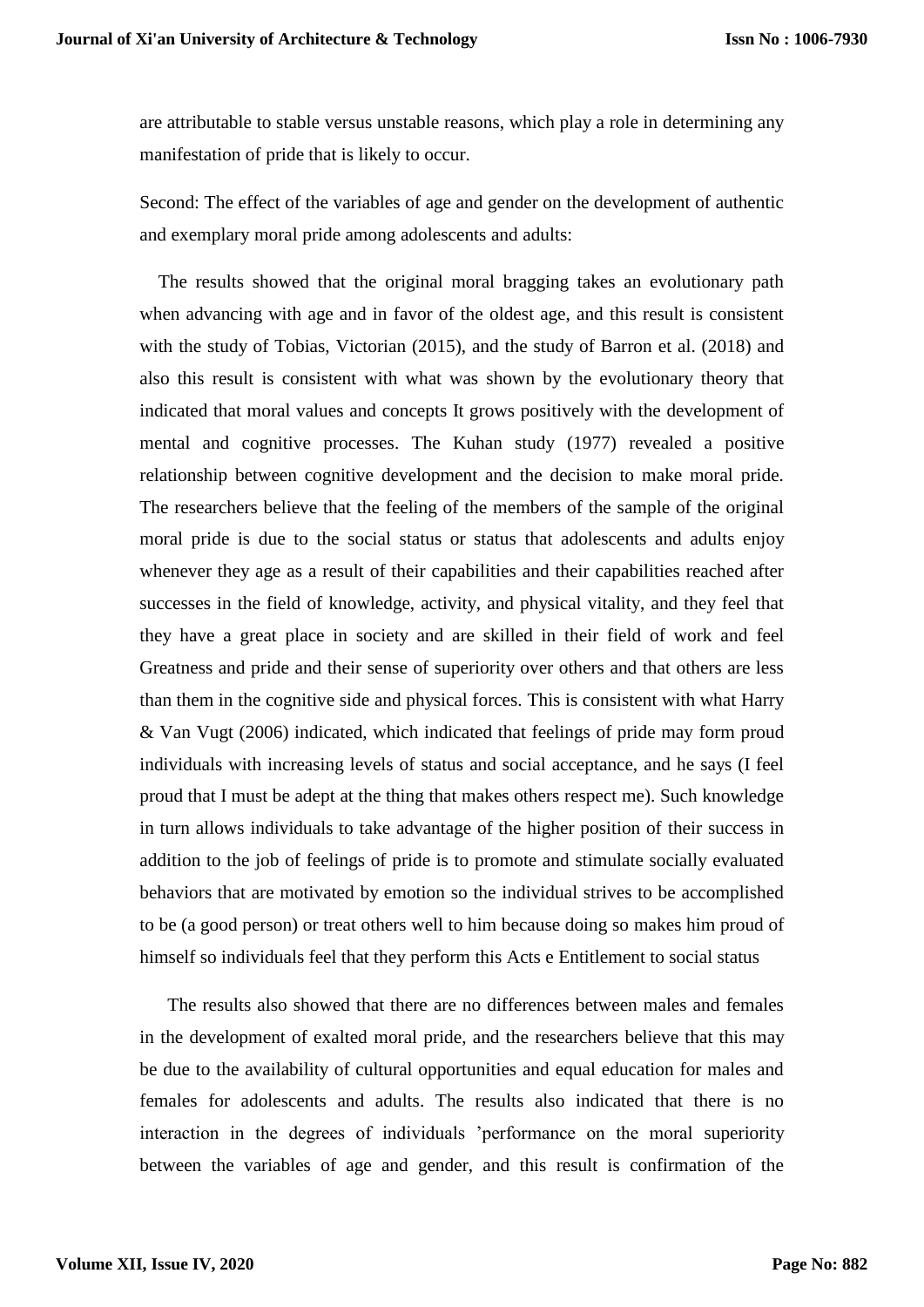are attributable to stable versus unstable reasons, which play a role in determining any manifestation of pride that is likely to occur.

Second: The effect of the variables of age and gender on the development of authentic and exemplary moral pride among adolescents and adults:

The results showed that the original moral bragging takes an evolutionary path when advancing with age and in favor of the oldest age, and this result is consistent with the study of Tobias, Victorian (2015), and the study of Barron et al. (2018) and also this result is consistent with what was shown by the evolutionary theory that indicated that moral values and concepts It grows positively with the development of mental and cognitive processes. The Kuhan study (1977) revealed a positive relationship between cognitive development and the decision to make moral pride. The researchers believe that the feeling of the members of the sample of the original moral pride is due to the social status or status that adolescents and adults enjoy whenever they age as a result of their capabilities and their capabilities reached after successes in the field of knowledge, activity, and physical vitality, and they feel that they have a great place in society and are skilled in their field of work and feel Greatness and pride and their sense of superiority over others and that others are less than them in the cognitive side and physical forces. This is consistent with what Harry & Van Vugt (2006) indicated, which indicated that feelings of pride may form proud individuals with increasing levels of status and social acceptance, and he says (I feel proud that I must be adept at the thing that makes others respect me). Such knowledge in turn allows individuals to take advantage of the higher position of their success in addition to the job of feelings of pride is to promote and stimulate socially evaluated behaviors that are motivated by emotion so the individual strives to be accomplished to be (a good person) or treat others well to him because doing so makes him proud of himself so individuals feel that they perform this Acts e Entitlement to social status

The results also showed that there are no differences between males and females in the development of exalted moral pride, and the researchers believe that this may be due to the availability of cultural opportunities and equal education for males and females for adolescents and adults. The results also indicated that there is no interaction in the degrees of individuals 'performance on the moral superiority between the variables of age and gender, and this result is confirmation of the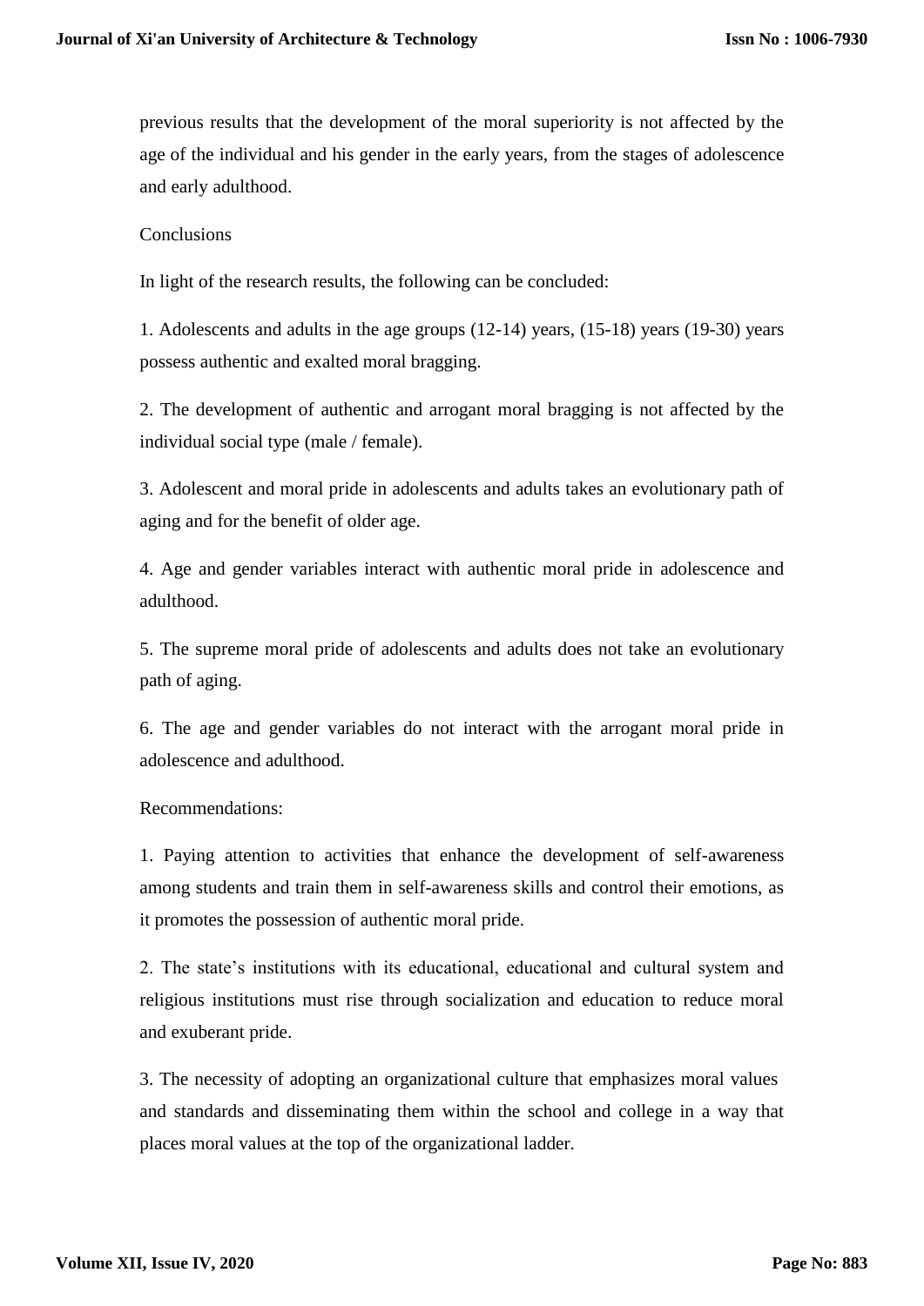previous results that the development of the moral superiority is not affected by the age of the individual and his gender in the early years, from the stages of adolescence and early adulthood.

## Conclusions

In light of the research results, the following can be concluded:

1. Adolescents and adults in the age groups (12-14) years, (15-18) years (19-30) years possess authentic and exalted moral bragging.

2. The development of authentic and arrogant moral bragging is not affected by the individual social type (male / female).

3. Adolescent and moral pride in adolescents and adults takes an evolutionary path of aging and for the benefit of older age.

4. Age and gender variables interact with authentic moral pride in adolescence and adulthood.

5. The supreme moral pride of adolescents and adults does not take an evolutionary path of aging.

6. The age and gender variables do not interact with the arrogant moral pride in adolescence and adulthood.

## Recommendations:

1. Paying attention to activities that enhance the development of self-awareness among students and train them in self-awareness skills and control their emotions, as it promotes the possession of authentic moral pride.

2. The state's institutions with its educational, educational and cultural system and religious institutions must rise through socialization and education to reduce moral and exuberant pride.

3. The necessity of adopting an organizational culture that emphasizes moral values and standards and disseminating them within the school and college in a way that places moral values at the top of the organizational ladder.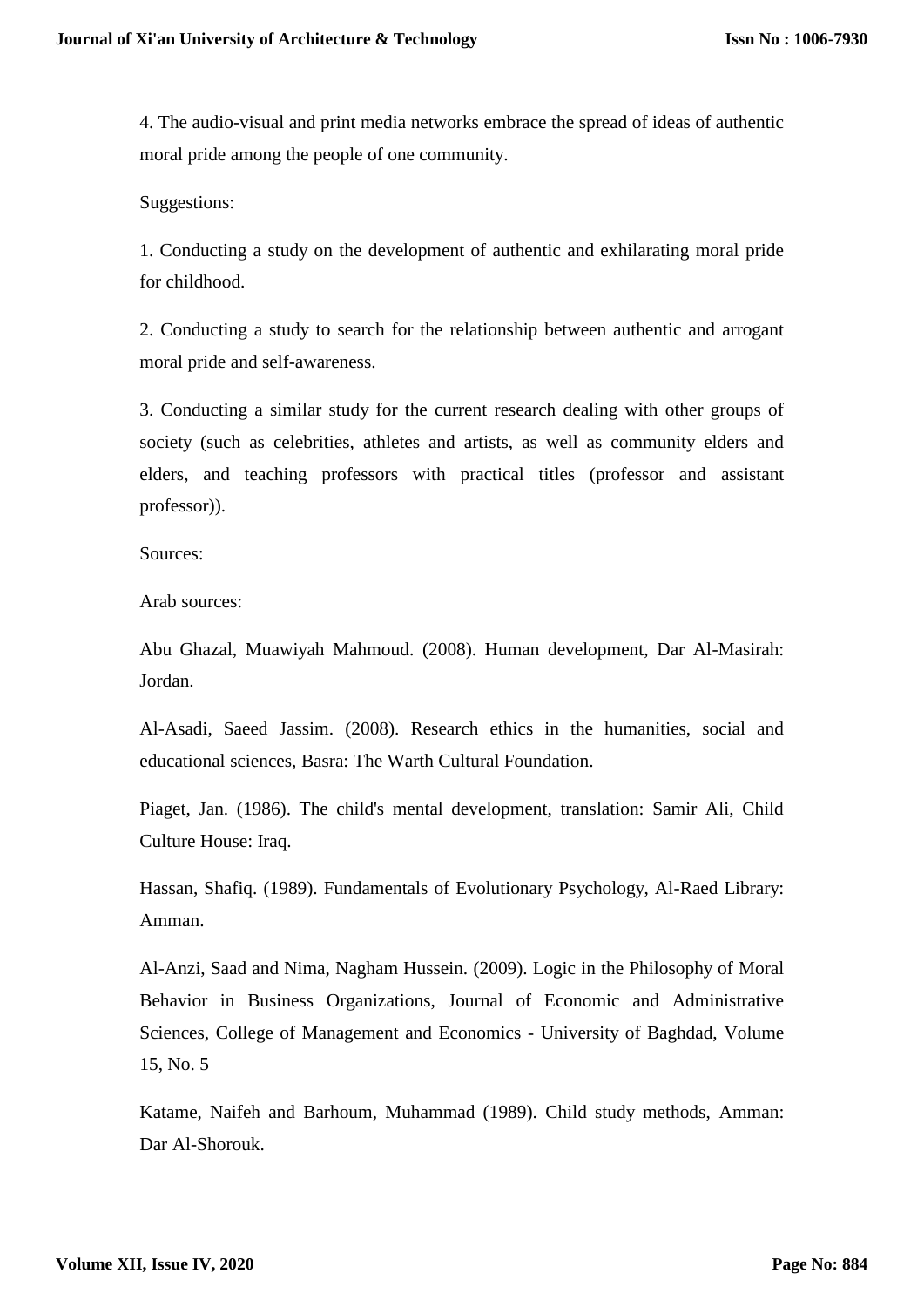4. The audio-visual and print media networks embrace the spread of ideas of authentic moral pride among the people of one community.

Suggestions:

1. Conducting a study on the development of authentic and exhilarating moral pride for childhood.

2. Conducting a study to search for the relationship between authentic and arrogant moral pride and self-awareness.

3. Conducting a similar study for the current research dealing with other groups of society (such as celebrities, athletes and artists, as well as community elders and elders, and teaching professors with practical titles (professor and assistant professor)).

Sources:

Arab sources:

Abu Ghazal, Muawiyah Mahmoud. (2008). Human development, Dar Al-Masirah: Jordan.

Al-Asadi, Saeed Jassim. (2008). Research ethics in the humanities, social and educational sciences, Basra: The Warth Cultural Foundation.

Piaget, Jan. (1986). The child's mental development, translation: Samir Ali, Child Culture House: Iraq.

Hassan, Shafiq. (1989). Fundamentals of Evolutionary Psychology, Al-Raed Library: Amman.

Al-Anzi, Saad and Nima, Nagham Hussein. (2009). Logic in the Philosophy of Moral Behavior in Business Organizations, Journal of Economic and Administrative Sciences, College of Management and Economics - University of Baghdad, Volume 15, No. 5

Katame, Naifeh and Barhoum, Muhammad (1989). Child study methods, Amman: Dar Al-Shorouk.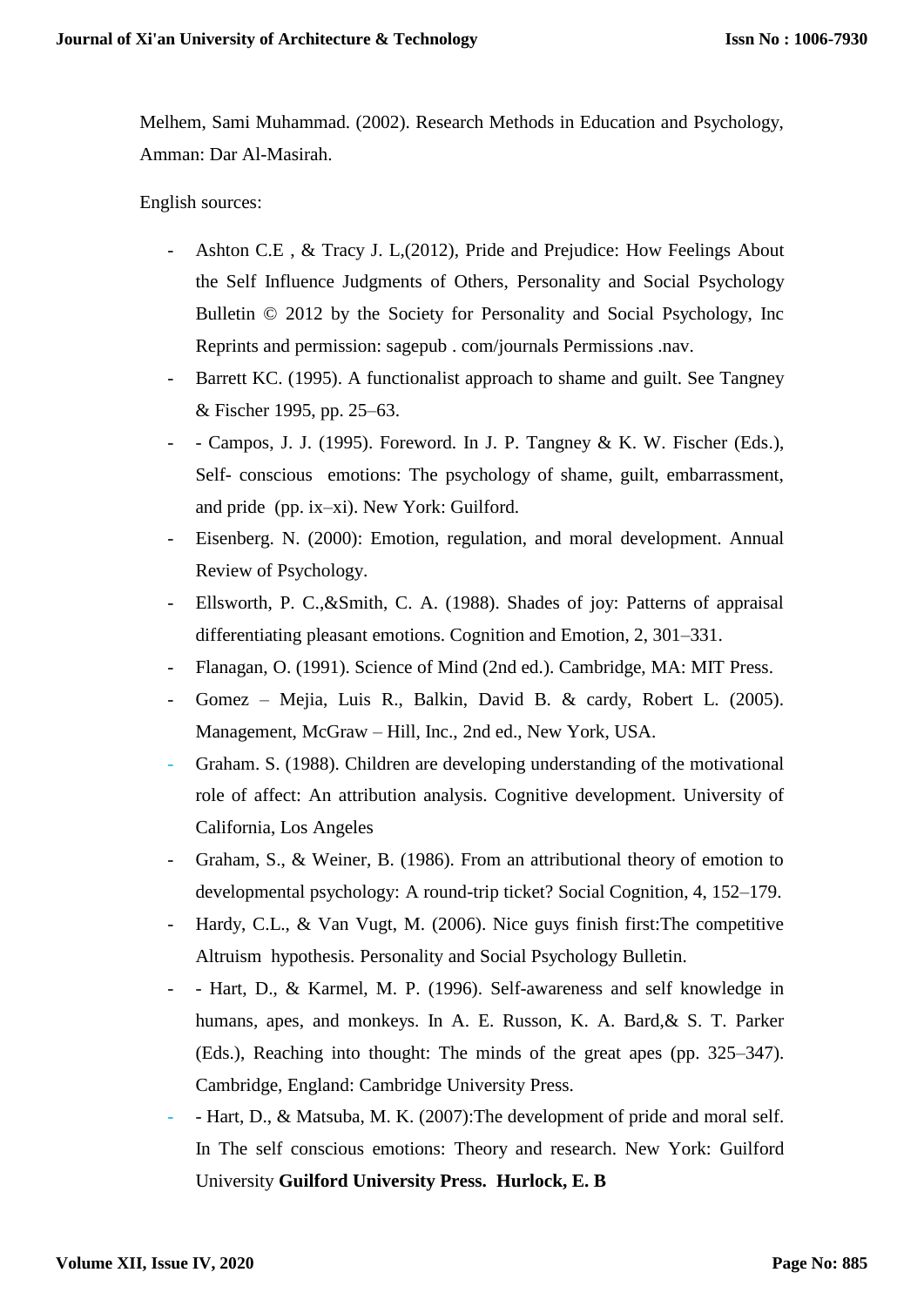Melhem, Sami Muhammad. (2002). Research Methods in Education and Psychology, Amman: Dar Al-Masirah.

English sources:

- Ashton C.E , & Tracy J. L,(2012), Pride and Prejudice: How Feelings About the Self Influence Judgments of Others, Personality and Social Psychology Bulletin © 2012 by the Society for Personality and Social Psychology, Inc Reprints and permission: sagepub . com/journals Permissions .nav.
- Barrett KC. (1995). A functionalist approach to shame and guilt. See Tangney & Fischer 1995, pp. 25–63.
- - Campos, J. J. (1995). Foreword. In J. P. Tangney & K. W. Fischer (Eds.), Self- conscious emotions: The psychology of shame, guilt, embarrassment, and pride (pp. ix–xi). New York: Guilford.
- Eisenberg. N. (2000): Emotion, regulation, and moral development. Annual Review of Psychology.
- Ellsworth, P. C.,&Smith, C. A. (1988). Shades of joy: Patterns of appraisal differentiating pleasant emotions. Cognition and Emotion, 2, 301–331.
- Flanagan, O. (1991). Science of Mind (2nd ed.). Cambridge, MA: MIT Press.
- Gomez – Mejia, Luis R., Balkin, David B. & cardy, Robert L. (2005). Management, McGraw – Hill, Inc., 2nd ed., New York, USA.
- Graham. S. (1988). Children are developing understanding of the motivational role of affect: An attribution analysis. Cognitive development. University of California, Los Angeles
- Graham, S., & Weiner, B. (1986). From an attributional theory of emotion to developmental psychology: A round-trip ticket? Social Cognition, 4, 152–179.
- Hardy, C.L., & Van Vugt, M. (2006). Nice guys finish first:The competitive Altruism hypothesis. Personality and Social Psychology Bulletin.
- - Hart, D., & Karmel, M. P. (1996). Self-awareness and self knowledge in humans, apes, and monkeys. In A. E. Russon, K. A. Bard,& S. T. Parker (Eds.), Reaching into thought: The minds of the great apes (pp. 325–347). Cambridge, England: Cambridge University Press.
- - Hart, D., & Matsuba, M. K. (2007):The development of pride and moral self. In The self conscious emotions: Theory and research. New York: Guilford University **Guilford University Press. Hurlock, E. B**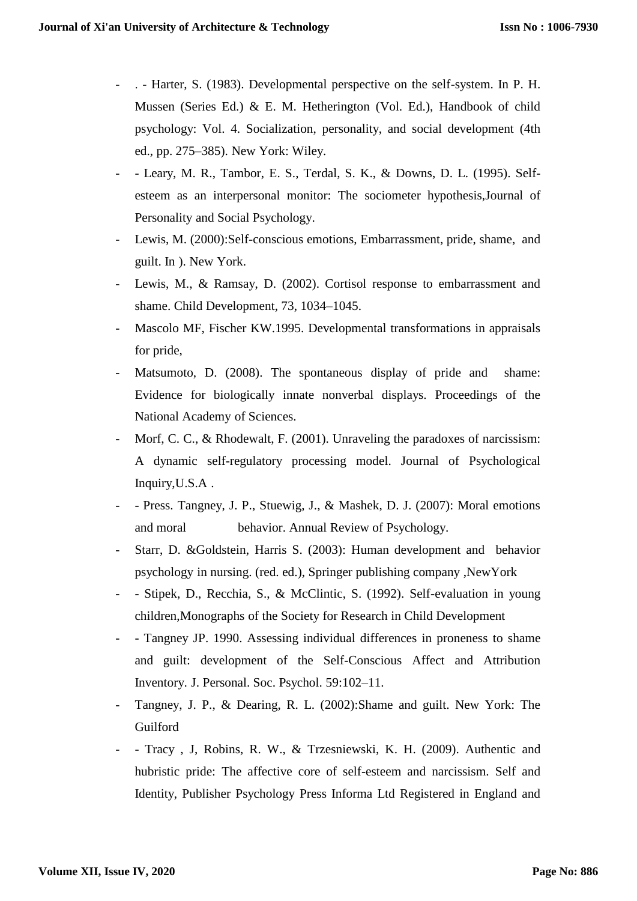- . - Harter, S. (1983). Developmental perspective on the self-system. In P. H. Mussen (Series Ed.) & E. M. Hetherington (Vol. Ed.), Handbook of child psychology: Vol. 4. Socialization, personality, and social development (4th ed., pp. 275–385). New York: Wiley.
- - Leary, M. R., Tambor, E. S., Terdal, S. K., & Downs, D. L. (1995). Self-esteem as an interpersonal monitor: The sociometer hypothesis,Journal of Personality and Social Psychology.
- Lewis, M. (2000):Self-conscious emotions, Embarrassment, pride, shame, and guilt. In ). New York.
- Lewis, M., & Ramsay, D. (2002). Cortisol response to embarrassment and shame. Child Development, 73, 1034–1045.
- Mascolo MF, Fischer KW.1995. Developmental transformations in appraisals for pride,
- Matsumoto, D. (2008). The spontaneous display of pride and shame: Evidence for biologically innate nonverbal displays. Proceedings of the National Academy of Sciences.
- Morf, C. C., & Rhodewalt, F. (2001). Unraveling the paradoxes of narcissism: A dynamic self-regulatory processing model. Journal of Psychological Inquiry,U.S.A .
- - Press. Tangney, J. P., Stuewig, J., & Mashek, D. J. (2007): Moral emotions and moral behavior. Annual Review of Psychology.
- Starr, D. &Goldstein, Harris S. (2003): Human development and behavior psychology in nursing. (red. ed.), Springer publishing company ,NewYork
- - Stipek, D., Recchia, S., & McClintic, S. (1992). Self-evaluation in young children,Monographs of the Society for Research in Child Development
- - Tangney JP. 1990. Assessing individual differences in proneness to shame and guilt: development of the Self-Conscious Affect and Attribution Inventory. J. Personal. Soc. Psychol. 59:102–11.
- Tangney, J. P., & Dearing, R. L. (2002):Shame and guilt. New York: The Guilford
- - Tracy , J, Robins, R. W., & Trzesniewski, K. H. (2009). Authentic and hubristic pride: The affective core of self-esteem and narcissism. Self and Identity, Publisher Psychology Press Informa Ltd Registered in England and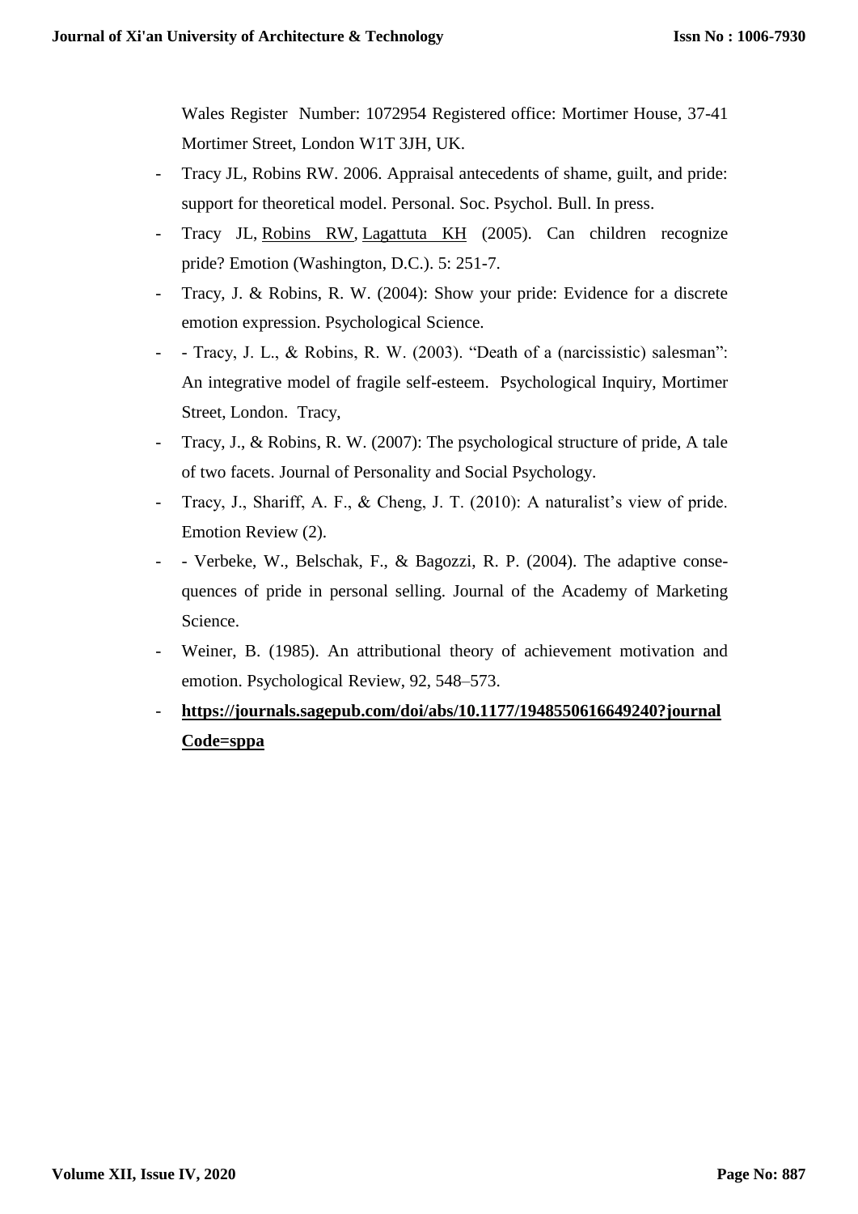Wales Register Number: 1072954 Registered office: Mortimer House, 37-41 Mortimer Street, London W1T 3JH, UK.

- Tracy JL, Robins RW. 2006. Appraisal antecedents of shame, guilt, and pride: support for theoretical model. Personal. Soc. Psychol. Bull. In press.
- Tracy JL, Robins RW, Lagattuta KH (2005). Can children recognize pride? Emotion (Washington, D.C.). 5: 251-7.
- Tracy, J. & Robins, R. W. (2004): Show your pride: Evidence for a discrete emotion expression. Psychological Science.
- - Tracy, J. L., & Robins, R. W. (2003). "Death of a (narcissistic) salesman": An integrative model of fragile self-esteem. Psychological Inquiry, Mortimer Street, London. Tracy,
- Tracy, J., & Robins, R. W. (2007): The psychological structure of pride, A tale of two facets. Journal of Personality and Social Psychology.
- Tracy, J., Shariff, A. F., & Cheng, J. T. (2010): A naturalist's view of pride. Emotion Review (2).
- - Verbeke, W., Belschak, F., & Bagozzi, R. P. (2004). The adaptive conse-quences of pride in personal selling. Journal of the Academy of Marketing Science.
- Weiner, B. (1985). An attributional theory of achievement motivation and emotion. Psychological Review, 92, 548–573.
- **https://journals.sagepub.com/doi/abs/10.1177/1948550616649240?journalCode=sppa**